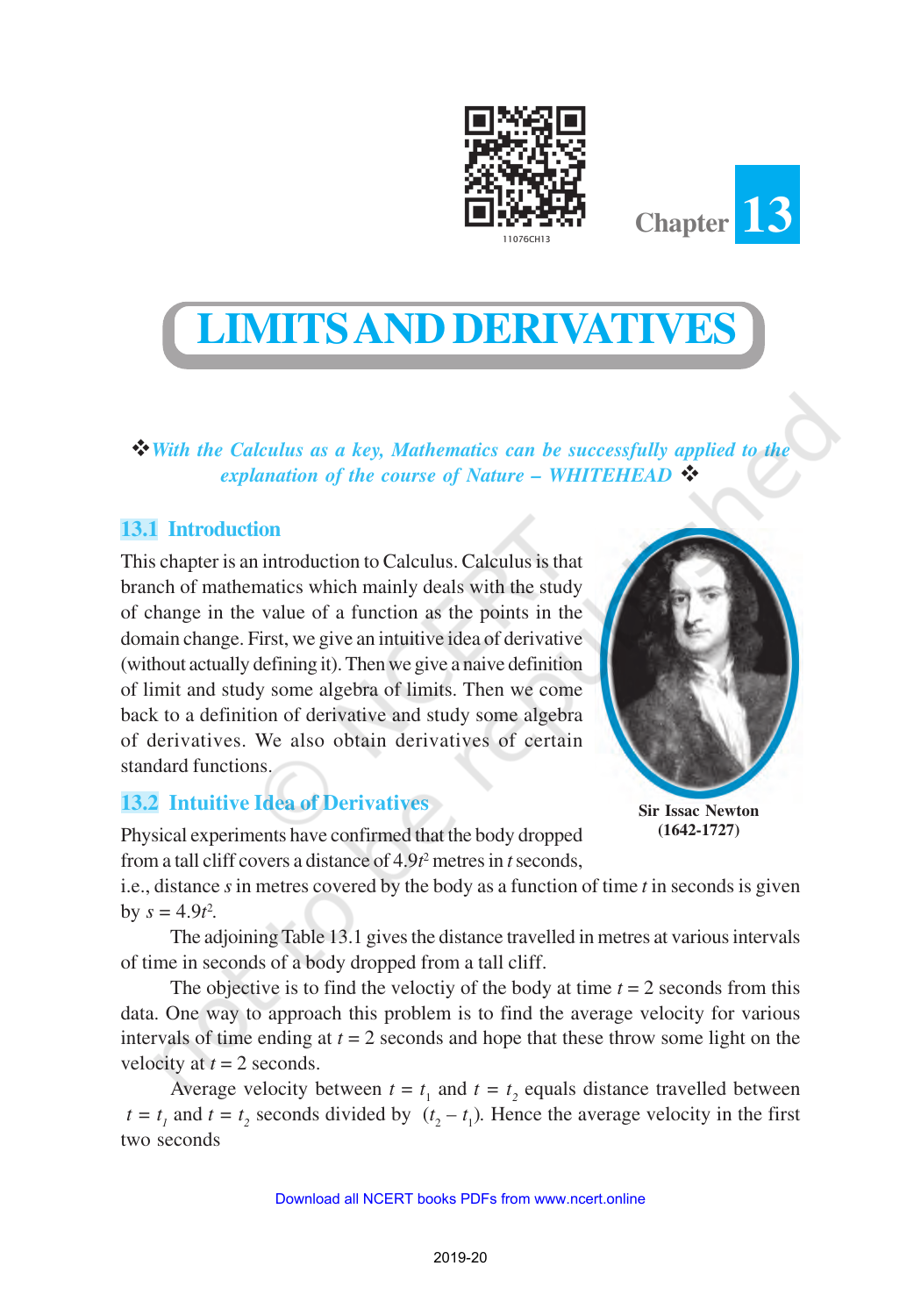Chapter 13

# LIMITS AND DERIVATIVES

❖ *With the Calculus as a key, Mathematics can be successfully applied to the explanation of the course of Nature – WHITEHEAD* ❖

## 13.1 Introduction

This chapter is an introduction to Calculus. Calculus is that branch of mathematics which mainly deals with the study of change in the value of a function as the points in the domain change. First, we give an intuitive idea of derivative (without actually defining it). Then we give a naive definition of limit and study some algebra of limits. Then we come back to a definition of derivative and study some algebra of derivatives. We also obtain derivatives of certain standard functions.

**Sir Issac Newton (1642-1727)**

## 13.2 Intuitive Idea of Derivatives

Physical experiments have confirmed that the body dropped from a tall cliff covers a distance of $4.9t^2$ metres in $t$ seconds, i.e., distance $s$ in metres covered by the body as a function of time $t$ in seconds is given by $s = 4.9t^2$.

The adjoining Table 13.1 gives the distance travelled in metres at various intervals of time in seconds of a body dropped from a tall cliff.

The objective is to find the velocity of the body at time $t = 2$ seconds from this data. One way to approach this problem is to find the average velocity for various intervals of time ending at $t = 2$ seconds and hope that these throw some light on the velocity at $t = 2$ seconds.

Average velocity between $t = t_1$ and $t = t_2$ equals distance travelled between $t = t_1$ and $t = t_2$ seconds divided by $(t_2 - t_1)$. Hence the average velocity in the first two seconds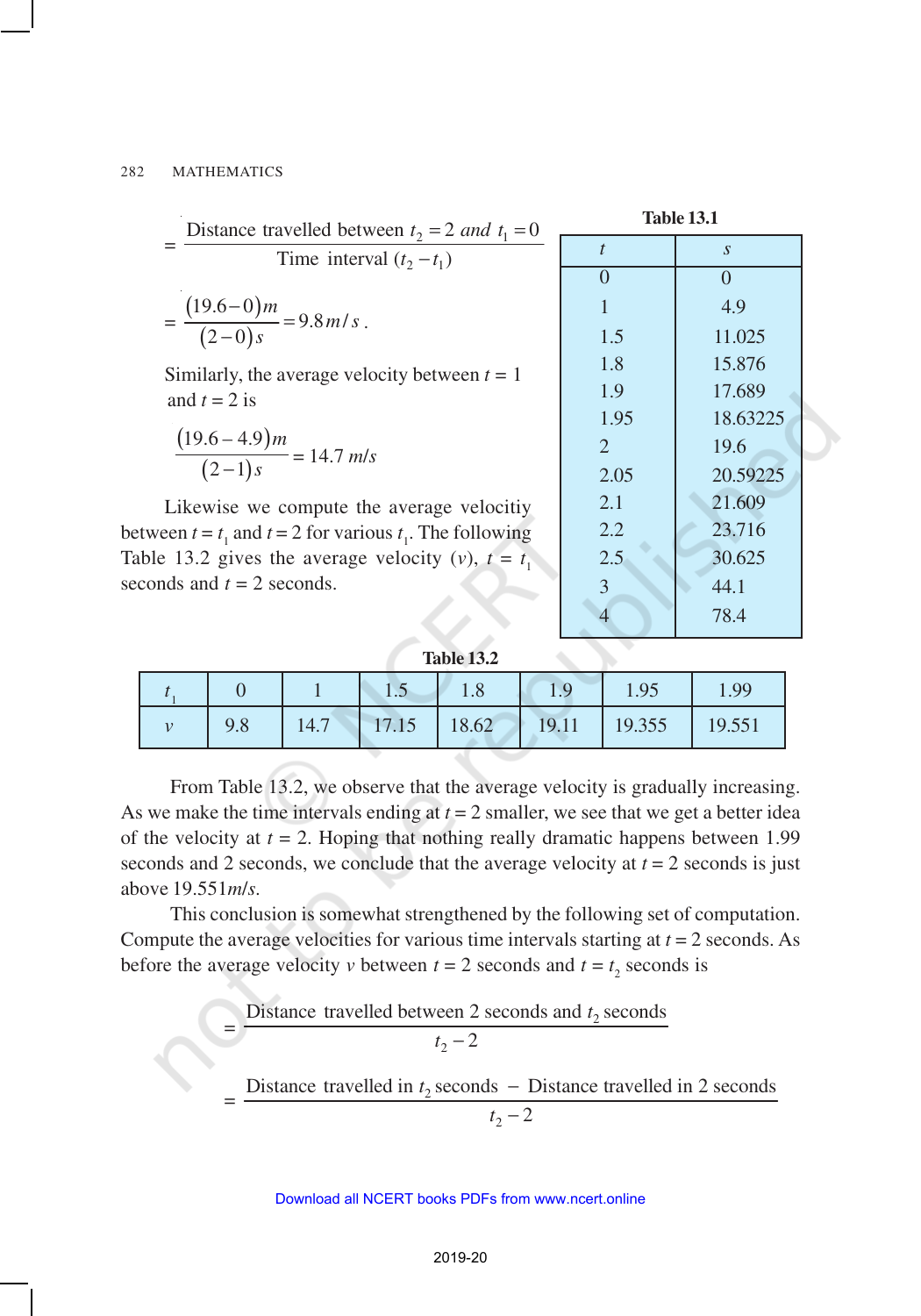$$= \frac{\text{Distance travelled between } t_2 = 2 \text{ and } t_1 = 0}{\text{Time interval } (t_2 - t_1)}$$

$$= \frac{(19.6 - 0)m}{(2 - 0)s} = 9.8\, m/s\,.$$

Similarly, the average velocity between $t = 1$ and $t = 2$ is

$$\frac{(19.6 - 4.9)m}{(2 - 1)s} = 14.7 \, m/s$$

Likewise we compute the average velocitiy between $t = t_1$ and $t = 2$ for various $t_1$. The following Table 13.2 gives the average velocity ($v$), $t = t_1$ seconds and $t = 2$ seconds.

**Table 13.1**

| $t$ | $s$ |
|---|---|
| 0 | 0 |
| 1 | 4.9 |
| 1.5 | 11.025 |
| 1.8 | 15.876 |
| 1.9 | 17.689 |
| 1.95 | 18.63225 |
| 2 | 19.6 |
| 2.05 | 20.59225 |
| 2.1 | 21.609 |
| 2.2 | 23.716 |
| 2.5 | 30.625 |
| 3 | 44.1 |
| 4 | 78.4 |

**Table 13.2**

| $t_1$ | 0 | 1 | 1.5 | 1.8 | 1.9 | 1.95 | 1.99 |
|---|---|---|---|---|---|---|---|
| $v$ | 9.8 | 14.7 | 17.15 | 18.62 | 19.11 | 19.355 | 19.551 |

From Table 13.2, we observe that the average velocity is gradually increasing. As we make the time intervals ending at $t = 2$ smaller, we see that we get a better idea of the velocity at $t = 2$. Hoping that nothing really dramatic happens between 1.99 seconds and 2 seconds, we conclude that the average velocity at $t = 2$ seconds is just above $19.551 m/s$.

This conclusion is somewhat strengthened by the following set of computation. Compute the average velocities for various time intervals starting at $t = 2$ seconds. As before the average velocity $v$ between $t = 2$ seconds and $t = t_2$ seconds is

$$= \frac{\text{Distance travelled between 2 seconds and } t_2 \text{ seconds}}{t_2 - 2}$$

$$= \frac{\text{Distance travelled in } t_2 \text{ seconds } - \text{ Distance travelled in 2 seconds}}{t_2 - 2}$$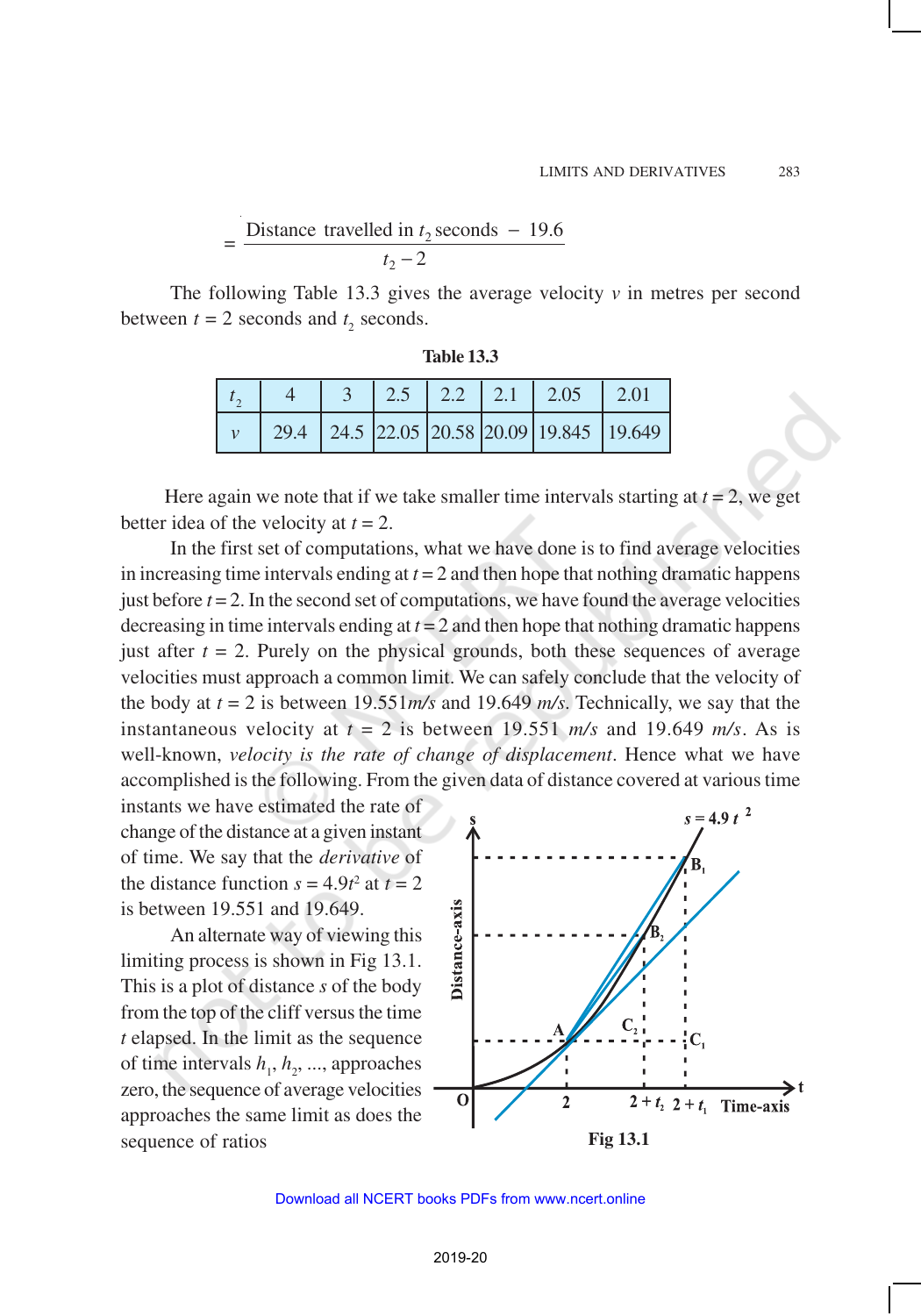$$= \frac{\text{Distance travelled in } t_2 \text{ seconds } - 19.6}{t_2 - 2}$$

The following Table 13.3 gives the average velocity $v$ in metres per second between $t = 2$ seconds and $t_2$ seconds.

**Table 13.3**

| $t_2$ | 4 | 3 | 2.5 | 2.2 | 2.1 | 2.05 | 2.01 |
|---|---|---|---|---|---|---|---|
| $v$ | 29.4 | 24.5 | 22.05 | 20.58 | 20.09 | 19.845 | 19.649 |

Here again we note that if we take smaller time intervals starting at $t = 2$, we get better idea of the velocity at $t = 2$.

In the first set of computations, what we have done is to find average velocities in increasing time intervals ending at $t = 2$ and then hope that nothing dramatic happens just before $t = 2$. In the second set of computations, we have found the average velocities decreasing in time intervals ending at $t = 2$ and then hope that nothing dramatic happens just after $t = 2$. Purely on the physical grounds, both these sequences of average velocities must approach a common limit. We can safely conclude that the velocity of the body at $t = 2$ is between 19.551*m/s* and 19.649 *m/s*. Technically, we say that the instantaneous velocity at $t = 2$ is between 19.551 *m/s* and 19.649 *m/s*. As is well-known, *velocity is the rate of change of displacement*. Hence what we have accomplished is the following. From the given data of distance covered at various time instants we have estimated the rate of change of the distance at a given instant of time. We say that the *derivative* of the distance function $s = 4.9t^2$ at $t = 2$ is between 19.551 and 19.649.

An alternate way of viewing this limiting process is shown in Fig 13.1. This is a plot of distance $s$ of the body from the top of the cliff versus the time $t$ elapsed. In the limit as the sequence of time intervals $h_1, h_2, ...$, approaches zero, the sequence of average velocities approaches the same limit as does the sequence of ratios

Fig 13.1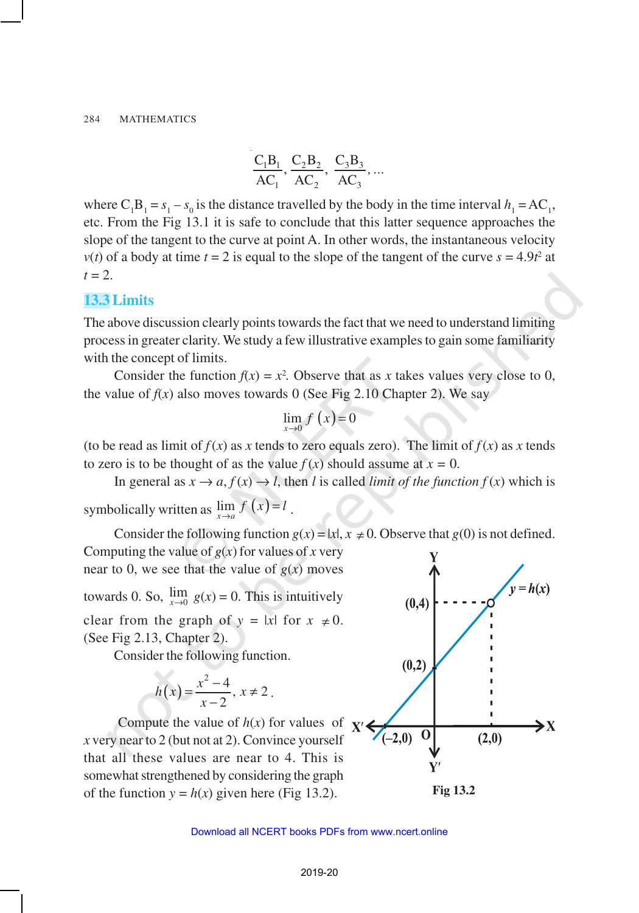$$\frac{C_1B_1}{AC_1}, \frac{C_2B_2}{AC_2}, \frac{C_3B_3}{AC_3}, \ldots$$

where $C_1B_1 = s_1 - s_0$ is the distance travelled by the body in the time interval $h_1 = AC_1$, etc. From the Fig 13.1 it is safe to conclude that this latter sequence approaches the slope of the tangent to the curve at point A. In other words, the instantaneous velocity $v(t)$ of a body at time $t = 2$ is equal to the slope of the tangent of the curve $s = 4.9t^2$ at $t = 2$.

## 13.3 Limits

The above discussion clearly points towards the fact that we need to understand limiting process in greater clarity. We study a few illustrative examples to gain some familiarity with the concept of limits.

Consider the function $f(x) = x^2$. Observe that as $x$ takes values very close to 0, the value of $f(x)$ also moves towards 0 (See Fig 2.10 Chapter 2). We say

$$\lim_{x \to 0} f(x) = 0$$

(to be read as limit of $f(x)$ as $x$ tends to zero equals zero). The limit of $f(x)$ as $x$ tends to zero is to be thought of as the value $f(x)$ should assume at $x = 0$.

In general as $x \to a$, $f(x) \to l$, then $l$ is called *limit of the function* $f(x)$ which is symbolically written as $\lim_{x \to a} f(x) = l$.

Consider the following function $g(x) = |x|$, $x \neq 0$. Observe that $g(0)$ is not defined. Computing the value of $g(x)$ for values of $x$ very near to 0, we see that the value of $g(x)$ moves towards 0. So, $\lim_{x \to 0} g(x) = 0$. This is intuitively clear from the graph of $y = |x|$ for $x \neq 0$. (See Fig 2.13, Chapter 2).

Consider the following function.

$$h(x) = \frac{x^2 - 4}{x - 2}, \; x \neq 2.$$

Compute the value of $h(x)$ for values of $x$ very near to 2 (but not at 2). Convince yourself that all these values are near to 4. This is somewhat strengthened by considering the graph of the function $y = h(x)$ given here (Fig 13.2).

Fig 13.2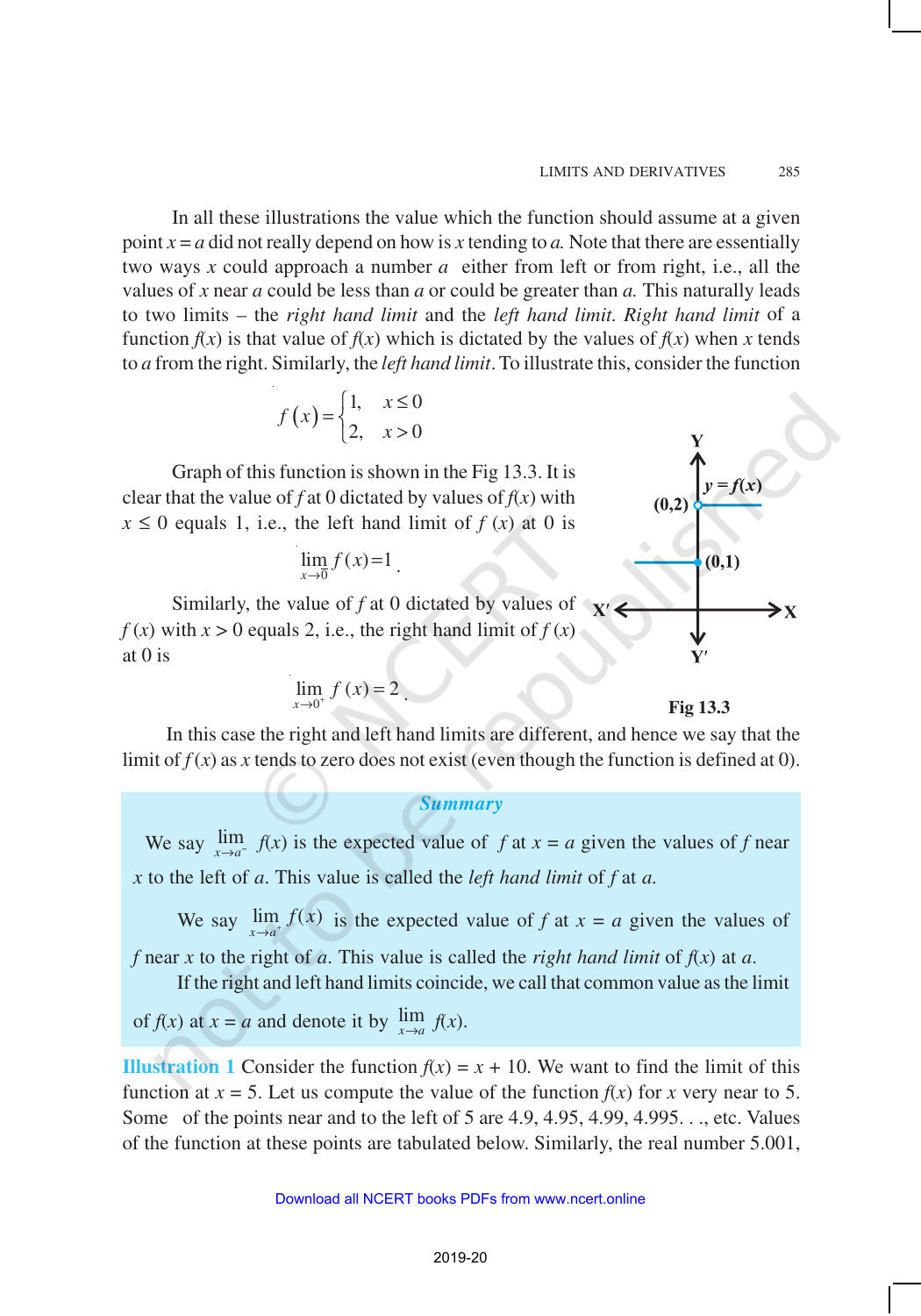In all these illustrations the value which the function should assume at a given point $x = a$ did not really depend on how is $x$ tending to $a$. Note that there are essentially two ways $x$ could approach a number $a$ either from left or from right, i.e., all the values of $x$ near $a$ could be less than $a$ or could be greater than $a$. This naturally leads to two limits – the *right hand limit* and the *left hand limit*. *Right hand limit* of a function $f(x)$ is that value of $f(x)$ which is dictated by the values of $f(x)$ when $x$ tends to $a$ from the right. Similarly, the *left hand limit*. To illustrate this, consider the function

$$f(x) = \begin{cases} 1, & x \le 0 \\ 2, & x > 0 \end{cases}$$

Graph of this function is shown in the Fig 13.3. It is clear that the value of $f$ at 0 dictated by values of $f(x)$ with $x \le 0$ equals 1, i.e., the left hand limit of $f(x)$ at 0 is

$$\lim_{x \to 0} f(x) = 1.$$

Similarly, the value of $f$ at 0 dictated by values of $f(x)$ with $x > 0$ equals 2, i.e., the right hand limit of $f(x)$ at 0 is

$$\lim_{x \to 0^+} f(x) = 2.$$

Fig 13.3

In this case the right and left hand limits are different, and hence we say that the limit of $f(x)$ as $x$ tends to zero does not exist (even though the function is defined at 0).

### *Summary*

We say $\lim_{x \to a^-} f(x)$ is the expected value of $f$ at $x = a$ given the values of $f$ near $x$ to the left of $a$. This value is called the *left hand limit* of $f$ at $a$.

We say $\lim_{x \to a^+} f(x)$ is the expected value of $f$ at $x = a$ given the values of $f$ near $x$ to the right of $a$. This value is called the *right hand limit* of $f(x)$ at $a$.

If the right and left hand limits coincide, we call that common value as the limit of $f(x)$ at $x = a$ and denote it by $\lim_{x \to a} f(x)$.

**Illustration 1** Consider the function $f(x) = x + 10$. We want to find the limit of this function at $x = 5$. Let us compute the value of the function $f(x)$ for $x$ very near to 5. Some of the points near and to the left of 5 are 4.9, 4.95, 4.99, 4.995. . ., etc. Values of the function at these points are tabulated below. Similarly, the real number 5.001,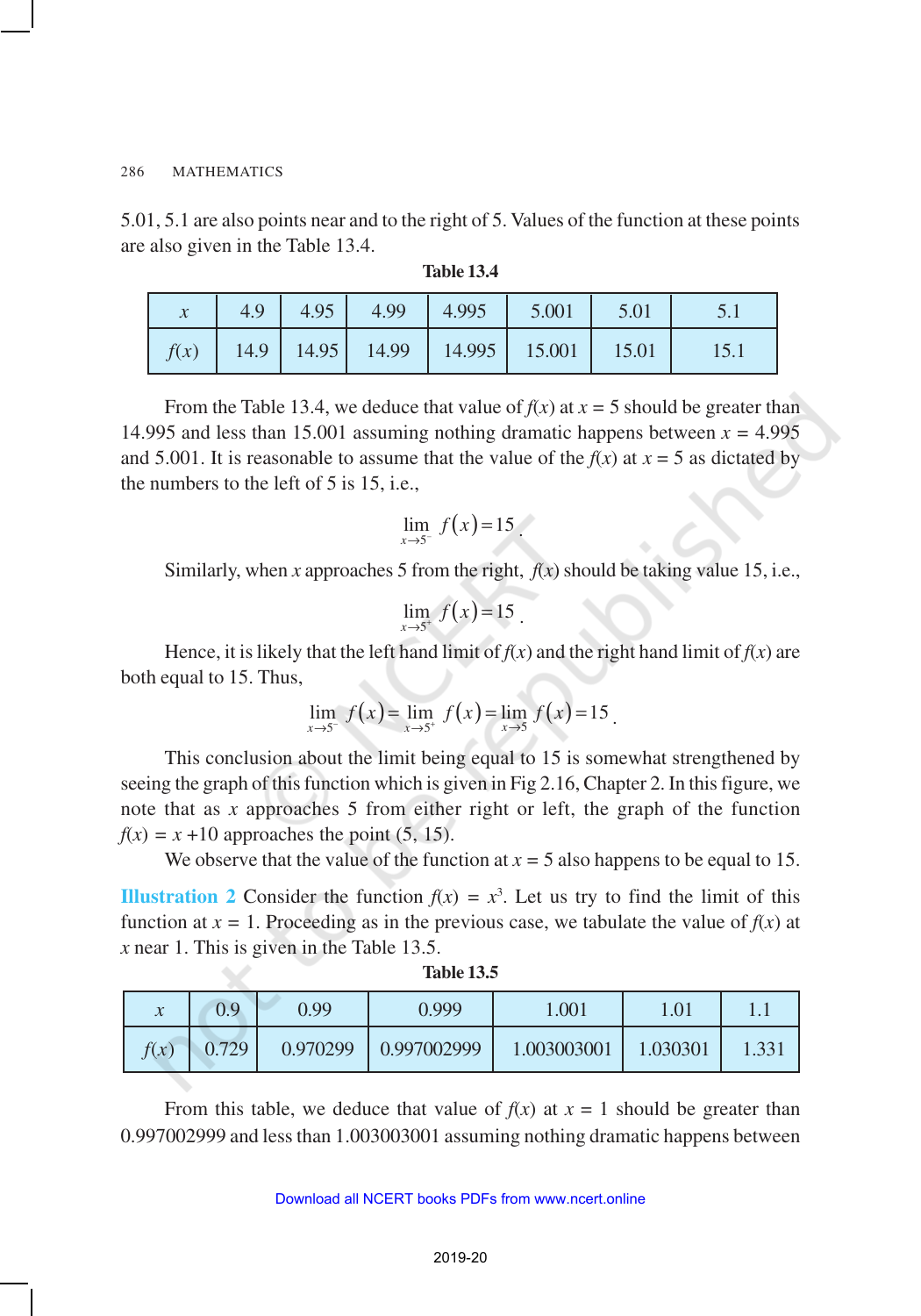5.01, 5.1 are also points near and to the right of 5. Values of the function at these points are also given in the Table 13.4.

**Table 13.4**

| $x$ | 4.9 | 4.95 | 4.99 | 4.995 | 5.001 | 5.01 | 5.1 |
|---|---|---|---|---|---|---|---|
| $f(x)$ | 14.9 | 14.95 | 14.99 | 14.995 | 15.001 | 15.01 | 15.1 |

From the Table 13.4, we deduce that value of $f(x)$ at $x = 5$ should be greater than 14.995 and less than 15.001 assuming nothing dramatic happens between $x = 4.995$ and 5.001. It is reasonable to assume that the value of the $f(x)$ at $x = 5$ as dictated by the numbers to the left of 5 is 15, i.e.,

$$\lim_{x \to 5^-} f(x) = 15.$$

Similarly, when $x$ approaches 5 from the right, $f(x)$ should be taking value 15, i.e.,

$$\lim_{x \to 5^+} f(x) = 15.$$

Hence, it is likely that the left hand limit of $f(x)$ and the right hand limit of $f(x)$ are both equal to 15. Thus,

$$\lim_{x \to 5^-} f(x) = \lim_{x \to 5^+} f(x) = \lim_{x \to 5} f(x) = 15.$$

This conclusion about the limit being equal to 15 is somewhat strengthened by seeing the graph of this function which is given in Fig 2.16, Chapter 2. In this figure, we note that as $x$ approaches 5 from either right or left, the graph of the function $f(x) = x + 10$ approaches the point (5, 15).

We observe that the value of the function at $x = 5$ also happens to be equal to 15.

**Illustration 2** Consider the function $f(x) = x^3$. Let us try to find the limit of this function at $x = 1$. Proceeding as in the previous case, we tabulate the value of $f(x)$ at $x$ near 1. This is given in the Table 13.5.

**Table 13.5**

| $x$ | 0.9 | 0.99 | 0.999 | 1.001 | 1.01 | 1.1 |
|---|---|---|---|---|---|---|
| $f(x)$ | 0.729 | 0.970299 | 0.997002999 | 1.003003001 | 1.030301 | 1.331 |

From this table, we deduce that value of $f(x)$ at $x = 1$ should be greater than 0.997002999 and less than 1.003003001 assuming nothing dramatic happens between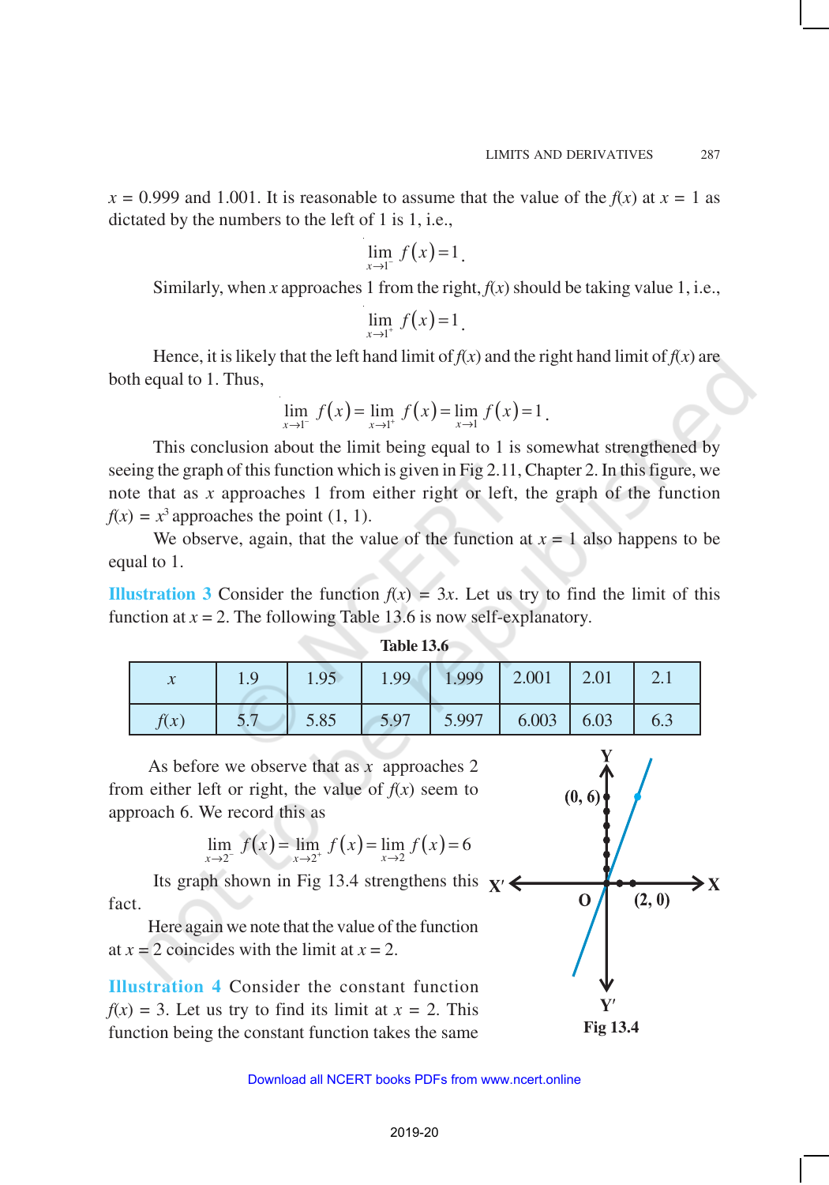$x = 0.999$ and $1.001$. It is reasonable to assume that the value of the $f(x)$ at $x = 1$ as dictated by the numbers to the left of 1 is 1, i.e.,

$$\lim_{x \to 1^-} f(x) = 1.$$

Similarly, when $x$ approaches 1 from the right, $f(x)$ should be taking value 1, i.e.,

$$\lim_{x \to 1^+} f(x) = 1.$$

Hence, it is likely that the left hand limit of $f(x)$ and the right hand limit of $f(x)$ are both equal to 1. Thus,

$$\lim_{x \to 1^-} f(x) = \lim_{x \to 1^+} f(x) = \lim_{x \to 1} f(x) = 1.$$

This conclusion about the limit being equal to 1 is somewhat strengthened by seeing the graph of this function which is given in Fig 2.11, Chapter 2. In this figure, we note that as $x$ approaches 1 from either right or left, the graph of the function $f(x) = x^3$ approaches the point (1, 1).

We observe, again, that the value of the function at $x = 1$ also happens to be equal to 1.

**Illustration 3** Consider the function $f(x) = 3x$. Let us try to find the limit of this function at $x = 2$. The following Table 13.6 is now self-explanatory.

**Table 13.6**

| $x$ | 1.9 | 1.95 | 1.99 | 1.999 | 2.001 | 2.01 | 2.1 |
|---|---|---|---|---|---|---|---|
| $f(x)$ | 5.7 | 5.85 | 5.97 | 5.997 | 6.003 | 6.03 | 6.3 |

As before we observe that as $x$ approaches 2 from either left or right, the value of $f(x)$ seem to approach 6. We record this as

$$\lim_{x \to 2^-} f(x) = \lim_{x \to 2^+} f(x) = \lim_{x \to 2} f(x) = 6$$

Its graph shown in Fig 13.4 strengthens this fact.

Here again we note that the value of the function at $x = 2$ coincides with the limit at $x = 2$.

Fig 13.4

**Illustration 4** Consider the constant function $f(x) = 3$. Let us try to find its limit at $x = 2$. This function being the constant function takes the same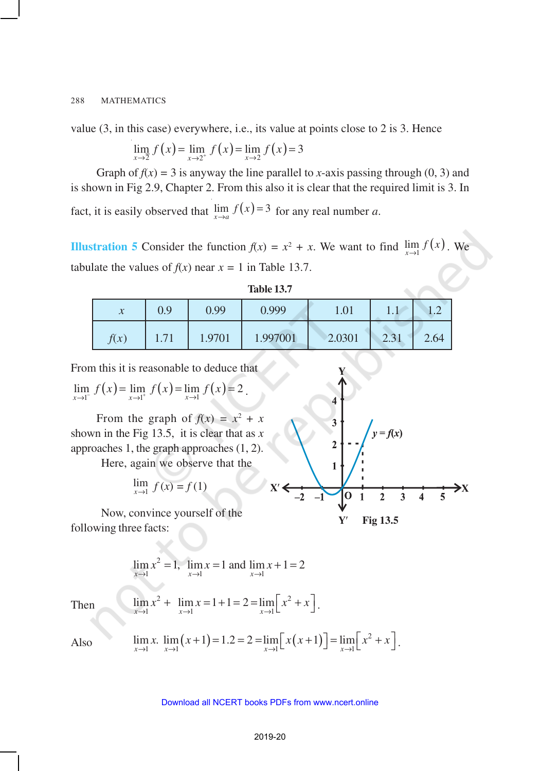value (3, in this case) everywhere, i.e., its value at points close to 2 is 3. Hence

$$\lim_{x \to 2^-} f(x) = \lim_{x \to 2^+} f(x) = \lim_{x \to 2} f(x) = 3$$

Graph of $f(x) = 3$ is anyway the line parallel to $x$-axis passing through (0, 3) and is shown in Fig 2.9, Chapter 2. From this also it is clear that the required limit is 3. In fact, it is easily observed that $\lim_{x \to a} f(x) = 3$ for any real number $a$.

**Illustration 5** Consider the function $f(x) = x^2 + x$. We want to find $\lim_{x \to 1} f(x)$. We tabulate the values of $f(x)$ near $x = 1$ in Table 13.7.

**Table 13.7**

| $x$ | 0.9 | 0.99 | 0.999 | 1.01 | 1.1 | 1.2 |
|---|---|---|---|---|---|---|
| $f(x)$ | 1.71 | 1.9701 | 1.997001 | 2.0301 | 2.31 | 2.64 |

From this it is reasonable to deduce that

$$\lim_{x \to 1^-} f(x) = \lim_{x \to 1^+} f(x) = \lim_{x \to 1} f(x) = 2.$$

From the graph of $f(x) = x^2 + x$ shown in the Fig 13.5, it is clear that as $x$ approaches 1, the graph approaches (1, 2).

Here, again we observe that the

$$\lim_{x \to 1} f(x) = f(1)$$

Fig 13.5

Now, convince yourself of the following three facts:

$$\lim_{x \to 1} x^2 = 1, \quad \lim_{x \to 1} x = 1 \text{ and } \lim_{x \to 1} x + 1 = 2$$

Then $\quad \lim_{x \to 1} x^2 + \lim_{x \to 1} x = 1 + 1 = 2 = \lim_{x \to 1} \left[ x^2 + x \right].$

Also $\quad \lim_{x \to 1} x. \lim_{x \to 1} (x+1) = 1.2 = 2 = \lim_{x \to 1} \left[ x(x+1) \right] = \lim_{x \to 1} \left[ x^2 + x \right].$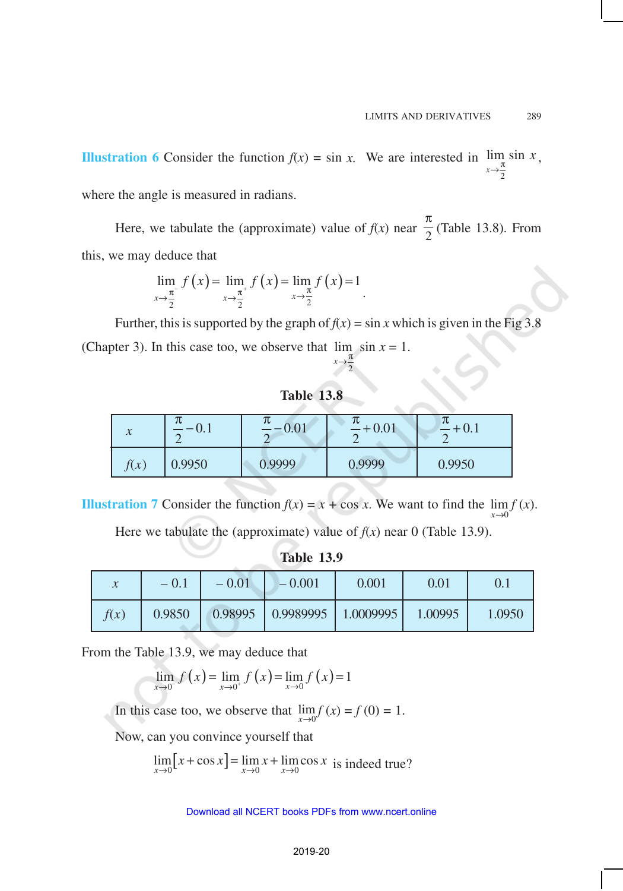**Illustration 6** Consider the function $f(x) = \sin x$. We are interested in $\lim_{x \to \frac{\pi}{2}} \sin x$, where the angle is measured in radians.

Here, we tabulate the (approximate) value of $f(x)$ near $\frac{\pi}{2}$ (Table 13.8). From this, we may deduce that

$$\lim_{x \to \frac{\pi}{2}^-} f(x) = \lim_{x \to \frac{\pi}{2}^+} f(x) = \lim_{x \to \frac{\pi}{2}} f(x) = 1 .$$

Further, this is supported by the graph of $f(x) = \sin x$ which is given in the Fig 3.8 (Chapter 3). In this case too, we observe that $\lim_{x \to \frac{\pi}{2}} \sin x = 1$.

**Table 13.8**

| $x$ | $\frac{\pi}{2} - 0.1$ | $\frac{\pi}{2} - 0.01$ | $\frac{\pi}{2} + 0.01$ | $\frac{\pi}{2} + 0.1$ |
|---|---|---|---|---|
| $f(x)$ | 0.9950 | 0.9999 | 0.9999 | 0.9950 |

**Illustration 7** Consider the function $f(x) = x + \cos x$. We want to find the $\lim_{x \to 0} f(x)$.

Here we tabulate the (approximate) value of $f(x)$ near 0 (Table 13.9).

**Table 13.9**

| $x$ | – 0.1 | – 0.01 | – 0.001 | 0.001 | 0.01 | 0.1 |
|---|---|---|---|---|---|---|
| $f(x)$ | 0.9850 | 0.98995 | 0.9989995 | 1.0009995 | 1.00995 | 1.0950 |

From the Table 13.9, we may deduce that

$$\lim_{x \to 0^-} f(x) = \lim_{x \to 0^+} f(x) = \lim_{x \to 0} f(x) = 1$$

In this case too, we observe that $\lim_{x \to 0} f(x) = f(0) = 1$.

Now, can you convince yourself that

$$\lim_{x \to 0} [x + \cos x] = \lim_{x \to 0} x + \lim_{x \to 0} \cos x \text{ is indeed true?}$$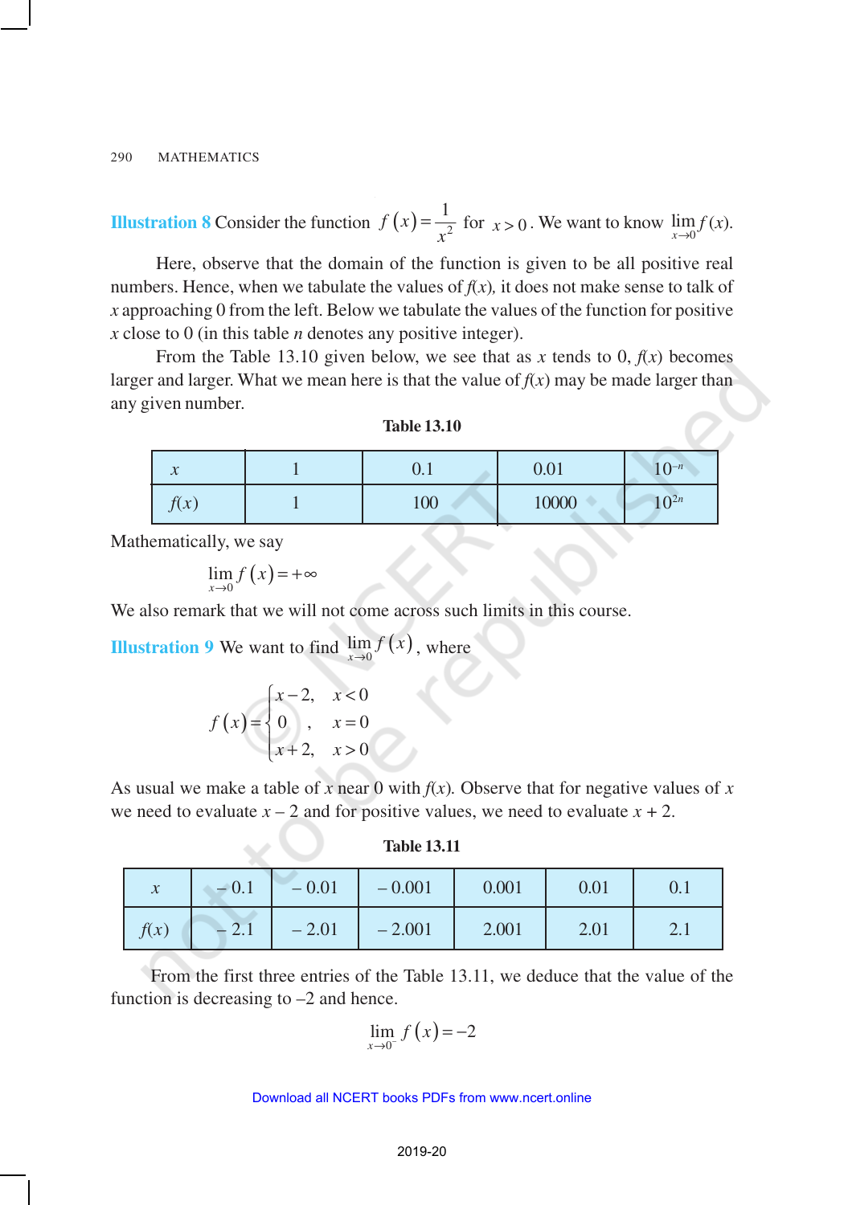**Illustration 8** Consider the function $f(x) = \frac{1}{x^2}$ for $x > 0$. We want to know $\lim_{x \to 0} f(x)$.

Here, observe that the domain of the function is given to be all positive real numbers. Hence, when we tabulate the values of $f(x)$, it does not make sense to talk of $x$ approaching 0 from the left. Below we tabulate the values of the function for positive $x$ close to 0 (in this table $n$ denotes any positive integer).

From the Table 13.10 given below, we see that as $x$ tends to 0, $f(x)$ becomes larger and larger. What we mean here is that the value of $f(x)$ may be made larger than any given number.

**Table 13.10**

| $x$ | 1 | 0.1 | 0.01 | $10^{-n}$ |
|---|---|---|---|---|
| $f(x)$ | 1 | 100 | 10000 | $10^{2n}$ |

Mathematically, we say

$$\lim_{x \to 0} f(x) = +\infty$$

We also remark that we will not come across such limits in this course.

**Illustration 9** We want to find $\lim_{x \to 0} f(x)$, where

$$f(x) = \begin{cases} x-2, & x < 0 \\ 0, & x = 0 \\ x+2, & x > 0 \end{cases}$$

As usual we make a table of $x$ near 0 with $f(x)$. Observe that for negative values of $x$ we need to evaluate $x - 2$ and for positive values, we need to evaluate $x + 2$.

**Table 13.11**

| $x$ | – 0.1 | – 0.01 | – 0.001 | 0.001 | 0.01 | 0.1 |
|---|---|---|---|---|---|---|
| $f(x)$ | – 2.1 | – 2.01 | – 2.001 | 2.001 | 2.01 | 2.1 |

From the first three entries of the Table 13.11, we deduce that the value of the function is decreasing to –2 and hence.

$$\lim_{x \to 0^-} f(x) = -2$$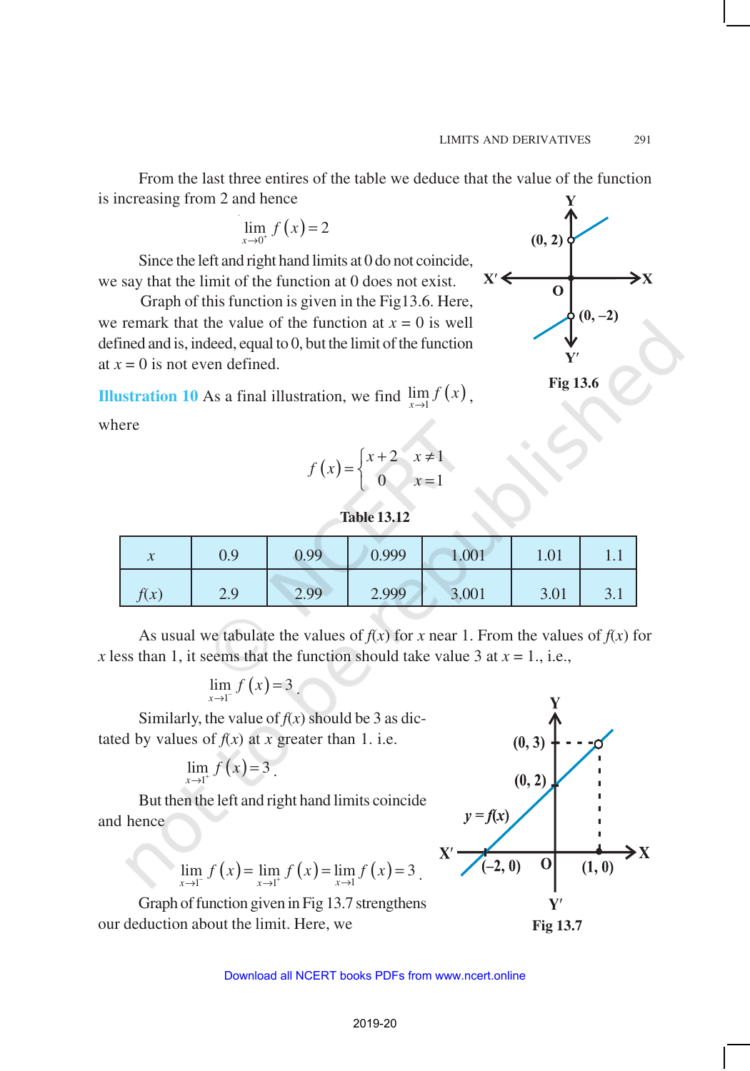From the last three entires of the table we deduce that the value of the function is increasing from 2 and hence

$$\lim_{x \to 0^+} f(x) = 2$$

Since the left and right hand limits at 0 do not coincide, we say that the limit of the function at 0 does not exist.

Graph of this function is given in the Fig13.6. Here, we remark that the value of the function at $x = 0$ is well defined and is, indeed, equal to 0, but the limit of the function at $x = 0$ is not even defined.

Fig 13.6

**Illustration 10** As a final illustration, we find $\lim_{x \to 1} f(x)$, where

$$f(x) = \begin{cases} x+2 & x \neq 1 \\ 0 & x = 1 \end{cases}$$

**Table 13.12**

| $x$ | 0.9 | 0.99 | 0.999 | 1.001 | 1.01 | 1.1 |
|---|---|---|---|---|---|---|
| $f(x)$ | 2.9 | 2.99 | 2.999 | 3.001 | 3.01 | 3.1 |

As usual we tabulate the values of $f(x)$ for $x$ near 1. From the values of $f(x)$ for $x$ less than 1, it seems that the function should take value 3 at $x = 1$., i.e.,

$$\lim_{x \to 1^-} f(x) = 3.$$

Similarly, the value of $f(x)$ should be 3 as dictated by values of $f(x)$ at $x$ greater than 1. i.e.

$$\lim_{x \to 1^+} f(x) = 3.$$

But then the left and right hand limits coincide and hence

$$\lim_{x \to 1^-} f(x) = \lim_{x \to 1^+} f(x) = \lim_{x \to 1} f(x) = 3.$$

Graph of function given in Fig 13.7 strengthens our deduction about the limit. Here, we

Fig 13.7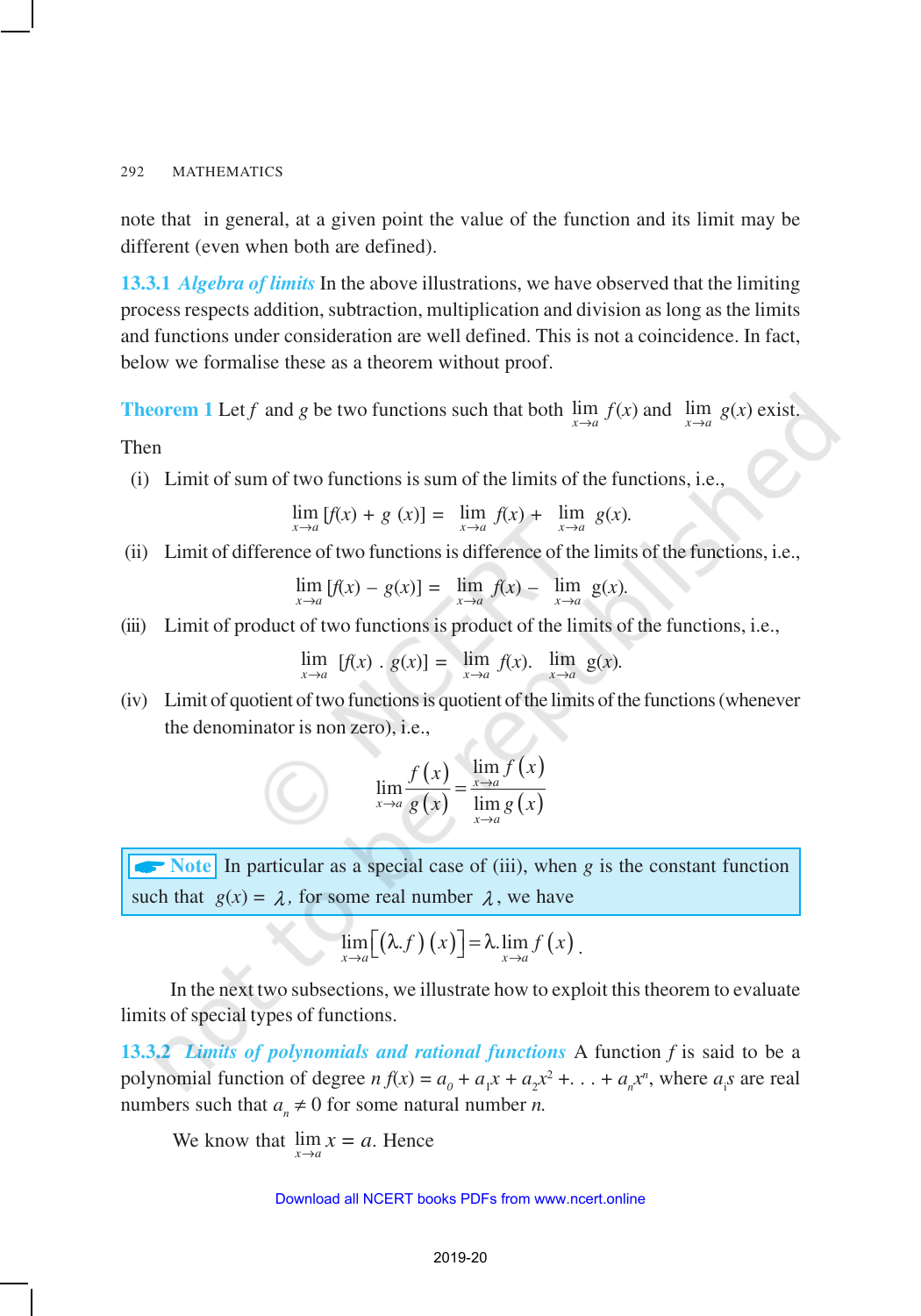note that in general, at a given point the value of the function and its limit may be different (even when both are defined).

**13.3.1** ***Algebra of limits*** In the above illustrations, we have observed that the limiting process respects addition, subtraction, multiplication and division as long as the limits and functions under consideration are well defined. This is not a coincidence. In fact, below we formalise these as a theorem without proof.

**Theorem 1** Let $f$ and $g$ be two functions such that both $\lim_{x \to a} f(x)$ and $\lim_{x \to a} g(x)$ exist. Then

(i) Limit of sum of two functions is sum of the limits of the functions, i.e.,

$$\lim_{x \to a} [f(x) + g(x)] = \lim_{x \to a} f(x) + \lim_{x \to a} g(x).$$

(ii) Limit of difference of two functions is difference of the limits of the functions, i.e.,

$$\lim_{x \to a} [f(x) - g(x)] = \lim_{x \to a} f(x) - \lim_{x \to a} g(x).$$

(iii) Limit of product of two functions is product of the limits of the functions, i.e.,

$$\lim_{x \to a} [f(x) \cdot g(x)] = \lim_{x \to a} f(x) \cdot \lim_{x \to a} g(x).$$

(iv) Limit of quotient of two functions is quotient of the limits of the functions (whenever the denominator is non zero), i.e.,

$$\lim_{x \to a} \frac{f(x)}{g(x)} = \frac{\lim_{x \to a} f(x)}{\lim_{x \to a} g(x)}$$

**Note** In particular as a special case of (iii), when $g$ is the constant function such that $g(x) = \lambda$, for some real number $\lambda$, we have

$$\lim_{x \to a} \left[ (\lambda . f)(x) \right] = \lambda . \lim_{x \to a} f(x).$$

In the next two subsections, we illustrate how to exploit this theorem to evaluate limits of special types of functions.

**13.3.2** ***Limits of polynomials and rational functions*** A function $f$ is said to be a polynomial function of degree $n$ $f(x) = a_0 + a_1 x + a_2 x^2 + \ldots + a_n x^n$, where $a_i$s are real numbers such that $a_n \neq 0$ for some natural number $n$.

We know that $\lim_{x \to a} x = a$. Hence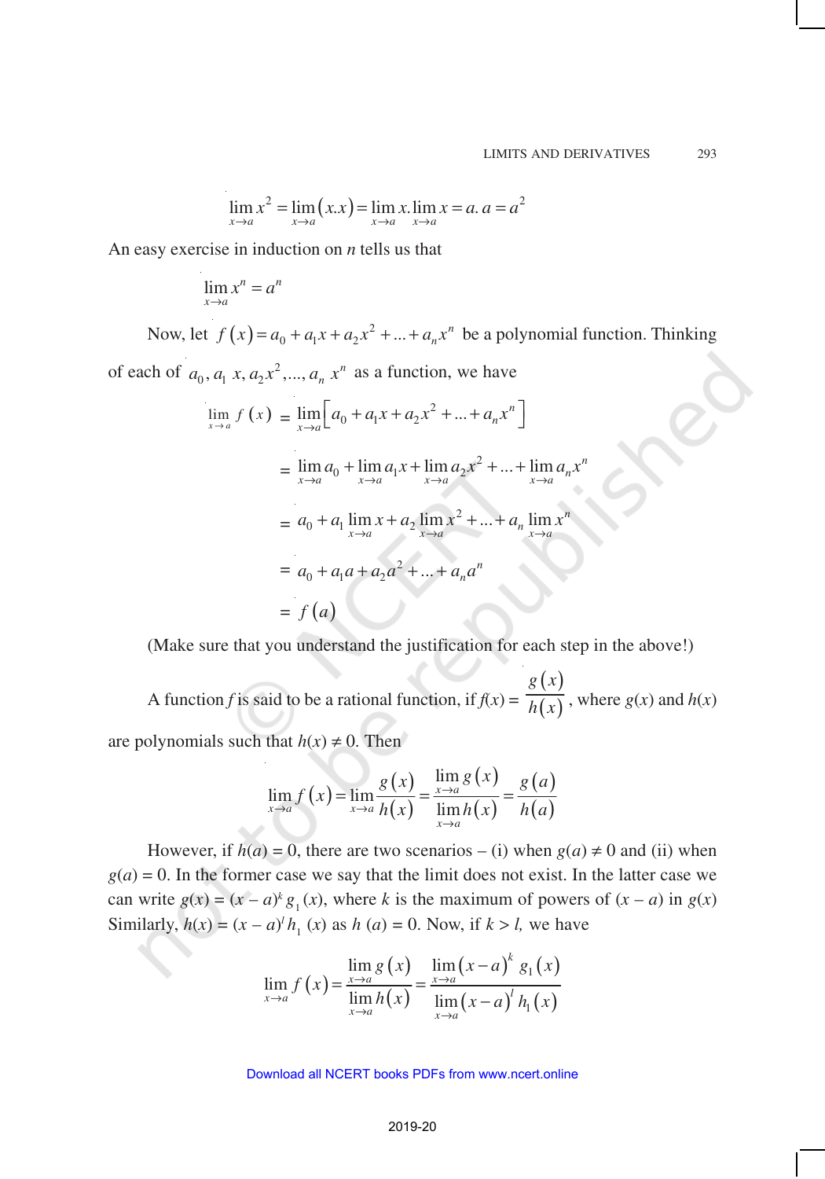$$\lim_{x \to a} x^2 = \lim_{x \to a} (x.x) = \lim_{x \to a} x . \lim_{x \to a} x = a.\, a = a^2$$

An easy exercise in induction on $n$ tells us that

$$\lim_{x \to a} x^n = a^n$$

Now, let $f(x) = a_0 + a_1 x + a_2 x^2 + ... + a_n x^n$ be a polynomial function. Thinking of each of $a_0, a_1\, x, a_2 x^2, ..., a_n\, x^n$ as a function, we have

$$\begin{aligned}
\lim_{x \to a} f(x) &= \lim_{x \to a} \left[ a_0 + a_1 x + a_2 x^2 + ... + a_n x^n \right] \\
&= \lim_{x \to a} a_0 + \lim_{x \to a} a_1 x + \lim_{x \to a} a_2 x^2 + ... + \lim_{x \to a} a_n x^n \\
&= a_0 + a_1 \lim_{x \to a} x + a_2 \lim_{x \to a} x^2 + ... + a_n \lim_{x \to a} x^n \\
&= a_0 + a_1 a + a_2 a^2 + ... + a_n a^n \\
&= f(a)
\end{aligned}$$

(Make sure that you understand the justification for each step in the above!)

A function $f$ is said to be a rational function, if $f(x) = \dfrac{g(x)}{h(x)}$, where $g(x)$ and $h(x)$ are polynomials such that $h(x) \neq 0$. Then

$$\lim_{x \to a} f(x) = \lim_{x \to a} \frac{g(x)}{h(x)} = \frac{\lim_{x \to a} g(x)}{\lim_{x \to a} h(x)} = \frac{g(a)}{h(a)}$$

However, if $h(a) = 0$, there are two scenarios – (i) when $g(a) \neq 0$ and (ii) when $g(a) = 0$. In the former case we say that the limit does not exist. In the latter case we can write $g(x) = (x - a)^k g_1(x)$, where $k$ is the maximum of powers of $(x - a)$ in $g(x)$ Similarly, $h(x) = (x - a)^l h_1(x)$ as $h(a) = 0$. Now, if $k > l$, we have

$$\lim_{x \to a} f(x) = \frac{\lim_{x \to a} g(x)}{\lim_{x \to a} h(x)} = \frac{\lim_{x \to a} (x - a)^k g_1(x)}{\lim_{x \to a} (x - a)^l h_1(x)}$$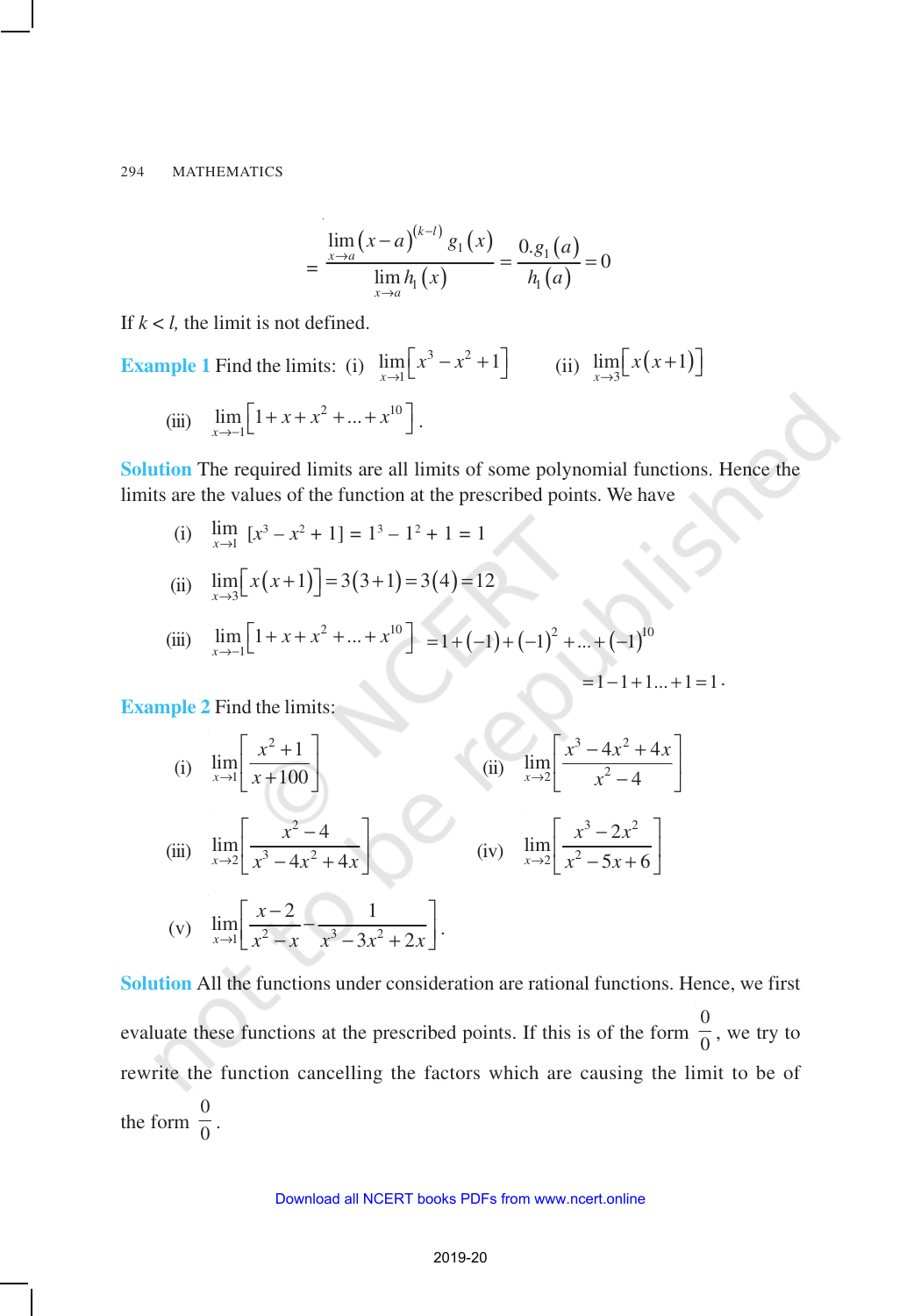$$= \frac{\lim_{x \to a} (x-a)^{(k-l)} g_1(x)}{\lim_{x \to a} h_1(x)} = \frac{0.g_1(a)}{h_1(a)} = 0$$

If $k < l$, the limit is not defined.

**Example 1** Find the limits: (i) $\lim_{x \to 1} \left[x^3 - x^2 + 1\right]$ (ii) $\lim_{x \to 3} \left[x(x+1)\right]$

(iii) $\lim_{x \to -1} \left[1 + x + x^2 + ... + x^{10}\right]$.

**Solution** The required limits are all limits of some polynomial functions. Hence the limits are the values of the function at the prescribed points. We have

(i) $\lim_{x \to 1} [x^3 - x^2 + 1] = 1^3 - 1^2 + 1 = 1$

(ii) $\lim_{x \to 3} \left[x(x+1)\right] = 3(3+1) = 3(4) = 12$

(iii) $\lim_{x \to -1} \left[1 + x + x^2 + ... + x^{10}\right] = 1 + (-1) + (-1)^2 + ... + (-1)^{10}$

$= 1 - 1 + 1 ... + 1 = 1$.

**Example 2** Find the limits:

(i) $\lim_{x \to 1} \left[\frac{x^2 + 1}{x + 100}\right]$ (ii) $\lim_{x \to 2} \left[\frac{x^3 - 4x^2 + 4x}{x^2 - 4}\right]$

(iii) $\lim_{x \to 2} \left[\frac{x^2 - 4}{x^3 - 4x^2 + 4x}\right]$ (iv) $\lim_{x \to 2} \left[\frac{x^3 - 2x^2}{x^2 - 5x + 6}\right]$

(v) $\lim_{x \to 1} \left[\frac{x - 2}{x^2 - x} - \frac{1}{x^3 - 3x^2 + 2x}\right]$.

**Solution** All the functions under consideration are rational functions. Hence, we first evaluate these functions at the prescribed points. If this is of the form $\frac{0}{0}$, we try to rewrite the function cancelling the factors which are causing the limit to be of the form $\frac{0}{0}$.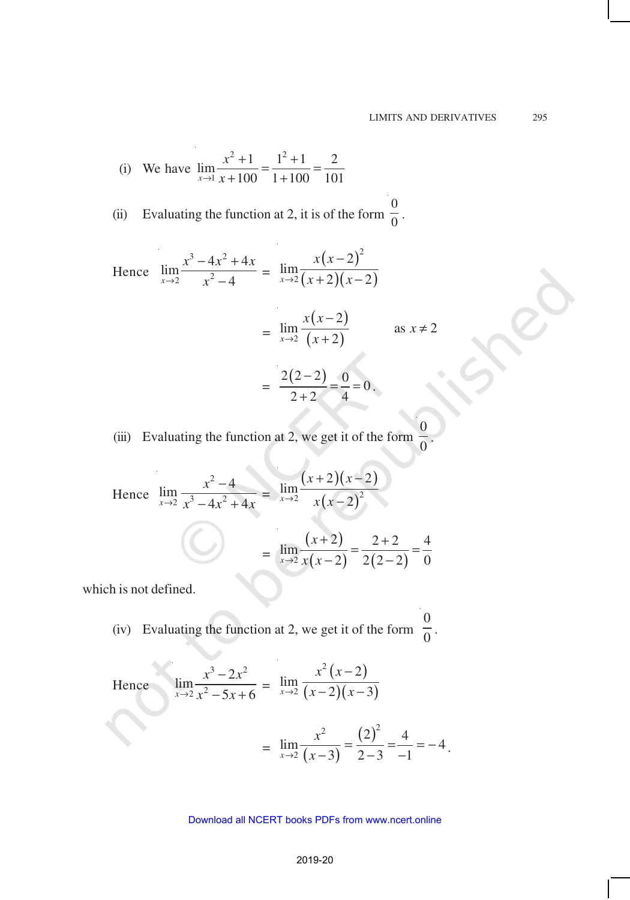(i) We have $\lim\limits_{x \to 1} \dfrac{x^2+1}{x+100} = \dfrac{1^2+1}{1+100} = \dfrac{2}{101}$

(ii) Evaluating the function at 2, it is of the form $\dfrac{0}{0}$.

$$\text{Hence} \quad \lim_{x \to 2} \frac{x^3 - 4x^2 + 4x}{x^2 - 4} = \lim_{x \to 2} \frac{x(x-2)^2}{(x+2)(x-2)}$$

$$= \lim_{x \to 2} \frac{x(x-2)}{(x+2)} \qquad \text{as } x \neq 2$$

$$= \frac{2(2-2)}{2+2} = \frac{0}{4} = 0.$$

(iii) Evaluating the function at 2, we get it of the form $\dfrac{0}{0}$.

$$\text{Hence} \quad \lim_{x \to 2} \frac{x^2 - 4}{x^3 - 4x^2 + 4x} = \lim_{x \to 2} \frac{(x+2)(x-2)}{x(x-2)^2}$$

$$= \lim_{x \to 2} \frac{(x+2)}{x(x-2)} = \frac{2+2}{2(2-2)} = \frac{4}{0}$$

which is not defined.

(iv) Evaluating the function at 2, we get it of the form $\dfrac{0}{0}$.

$$\text{Hence} \quad \lim_{x \to 2} \frac{x^3 - 2x^2}{x^2 - 5x + 6} = \lim_{x \to 2} \frac{x^2(x-2)}{(x-2)(x-3)}$$

$$= \lim_{x \to 2} \frac{x^2}{(x-3)} = \frac{(2)^2}{2-3} = \frac{4}{-1} = -4.$$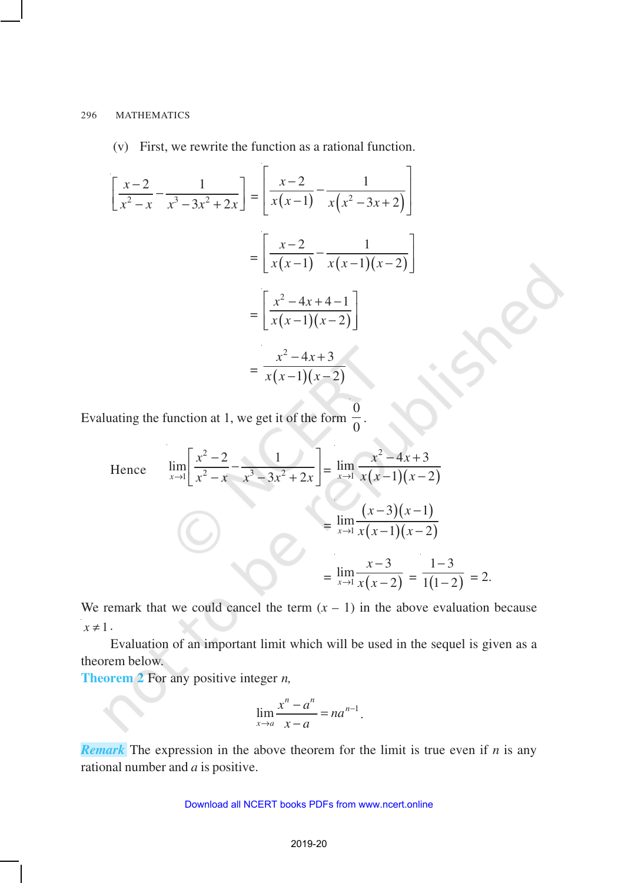(v) First, we rewrite the function as a rational function.

$$\left[\frac{x-2}{x^2-x}-\frac{1}{x^3-3x^2+2x}\right] = \left[\frac{x-2}{x(x-1)}-\frac{1}{x\left(x^2-3x+2\right)}\right]$$

$$= \left[\frac{x-2}{x(x-1)}-\frac{1}{x(x-1)(x-2)}\right]$$

$$= \left[\frac{x^2-4x+4-1}{x(x-1)(x-2)}\right]$$

$$= \frac{x^2-4x+3}{x(x-1)(x-2)}$$

Evaluating the function at 1, we get it of the form $\frac{0}{0}$.

Hence
$$\lim_{x\to 1}\left[\frac{x^2-2}{x^2-x}-\frac{1}{x^3-3x^2+2x}\right] = \lim_{x\to 1}\frac{x^2-4x+3}{x(x-1)(x-2)}$$

$$= \lim_{x\to 1}\frac{(x-3)(x-1)}{x(x-1)(x-2)}$$

$$= \lim_{x\to 1}\frac{x-3}{x(x-2)} = \frac{1-3}{1(1-2)} = 2.$$

We remark that we could cancel the term $(x - 1)$ in the above evaluation because $x \neq 1$.

Evaluation of an important limit which will be used in the sequel is given as a theorem below.

**Theorem 2** For any positive integer *n*,

$$\lim_{x\to a}\frac{x^n-a^n}{x-a} = na^{n-1}.$$

***Remark*** The expression in the above theorem for the limit is true even if *n* is any rational number and *a* is positive.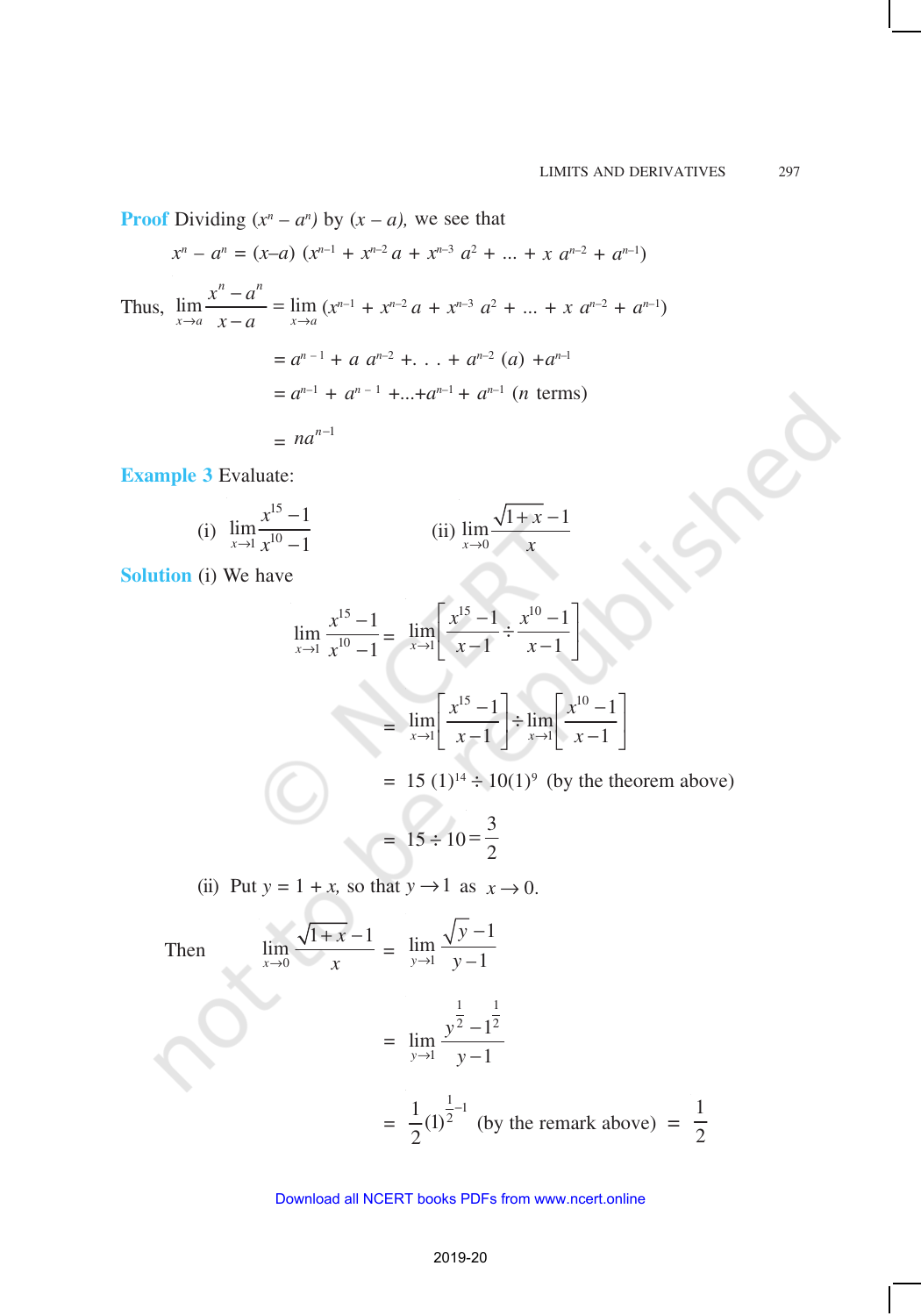**Proof** Dividing $(x^n - a^n)$ by $(x - a)$, we see that

$$x^n - a^n = (x-a)\ (x^{n-1} + x^{n-2}\, a + x^{n-3}\, a^2 + \ldots + x\, a^{n-2} + a^{n-1})$$

Thus, $$\lim_{x \to a} \frac{x^n - a^n}{x - a} = \lim_{x \to a} (x^{n-1} + x^{n-2}\, a + x^{n-3}\, a^2 + \ldots + x\, a^{n-2} + a^{n-1})$$

$$= a^{n-1} + a\, a^{n-2} + \ldots + a^{n-2}\,(a) + a^{n-1}$$

$$= a^{n-1} + a^{n-1} + \ldots + a^{n-1} + a^{n-1}\ (n \text{ terms})$$

$$= na^{n-1}$$

**Example 3** Evaluate:

(i) $\lim_{x \to 1} \frac{x^{15} - 1}{x^{10} - 1}$ (ii) $\lim_{x \to 0} \frac{\sqrt{1+x} - 1}{x}$

**Solution** (i) We have

$$\lim_{x \to 1} \frac{x^{15} - 1}{x^{10} - 1} = \lim_{x \to 1} \left[ \frac{x^{15} - 1}{x - 1} \div \frac{x^{10} - 1}{x - 1} \right]$$

$$= \lim_{x \to 1} \left[ \frac{x^{15} - 1}{x - 1} \right] \div \lim_{x \to 1} \left[ \frac{x^{10} - 1}{x - 1} \right]$$

$$= 15\,(1)^{14} \div 10(1)^9 \quad \text{(by the theorem above)}$$

$$= 15 \div 10 = \frac{3}{2}$$

(ii) Put $y = 1 + x$, so that $y \to 1$ as $x \to 0$.

Then $$\lim_{x \to 0} \frac{\sqrt{1+x} - 1}{x} = \lim_{y \to 1} \frac{\sqrt{y} - 1}{y - 1}$$

$$= \lim_{y \to 1} \frac{y^{\frac{1}{2}} - 1^{\frac{1}{2}}}{y - 1}$$

$$= \frac{1}{2}(1)^{\frac{1}{2} - 1} \quad \text{(by the remark above)} \quad = \frac{1}{2}$$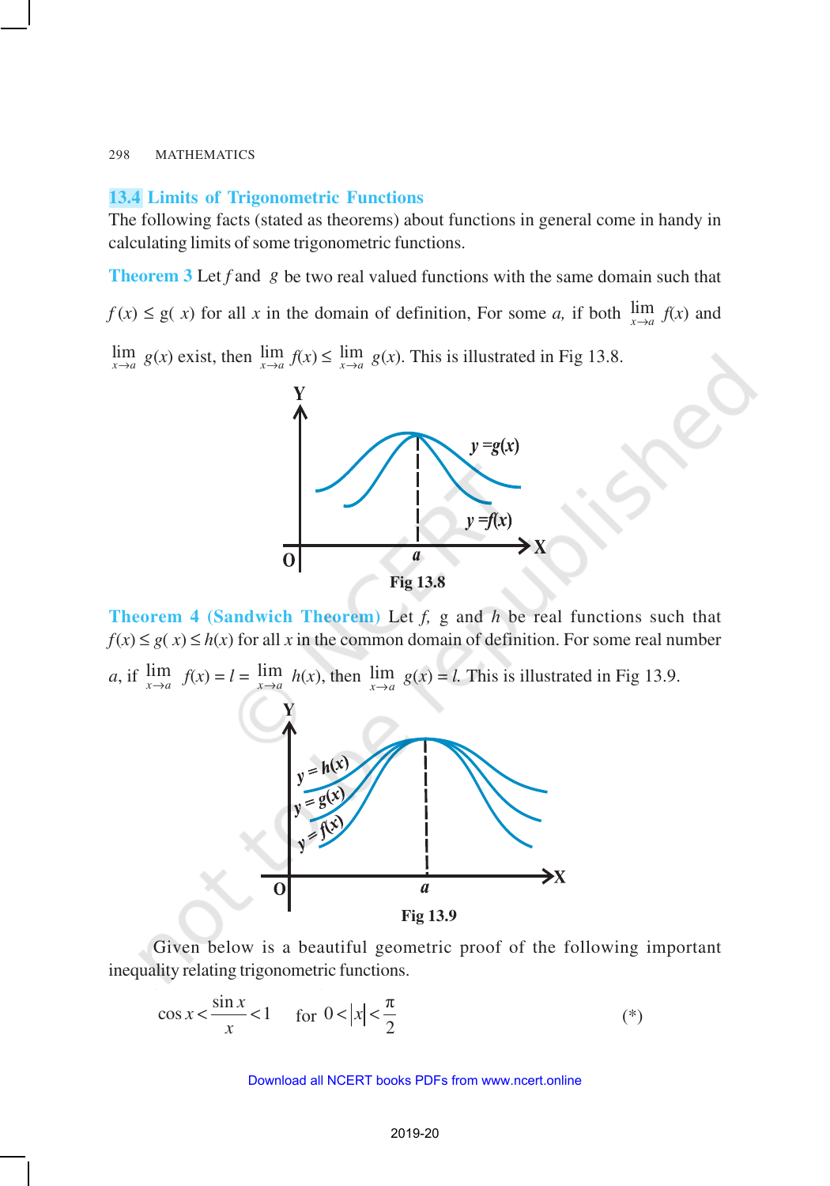## 13.4 Limits of Trigonometric Functions

The following facts (stated as theorems) about functions in general come in handy in calculating limits of some trigonometric functions.

**Theorem 3** Let $f$ and $g$ be two real valued functions with the same domain such that $f(x) \leq g(x)$ for all $x$ in the domain of definition, For some $a$, if both $\lim_{x \to a} f(x)$ and $\lim_{x \to a} g(x)$ exist, then $\lim_{x \to a} f(x) \leq \lim_{x \to a} g(x)$. This is illustrated in Fig 13.8.

Fig 13.8

**Theorem 4 (Sandwich Theorem)** Let $f$, $g$ and $h$ be real functions such that $f(x) \leq g(x) \leq h(x)$ for all $x$ in the common domain of definition. For some real number $a$, if $\lim_{x \to a} f(x) = l = \lim_{x \to a} h(x)$, then $\lim_{x \to a} g(x) = l$. This is illustrated in Fig 13.9.

Fig 13.9

Given below is a beautiful geometric proof of the following important inequality relating trigonometric functions.

$$\cos x < \frac{\sin x}{x} < 1 \quad \text{for } 0 < |x| < \frac{\pi}{2} \qquad (*)$$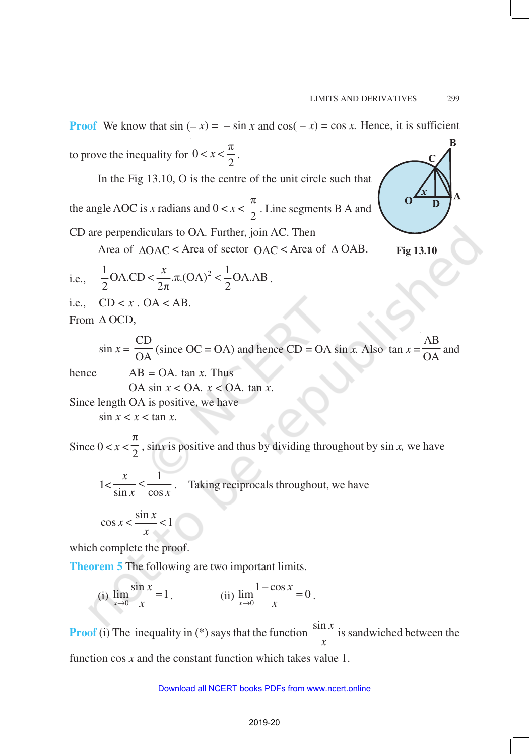**Proof** We know that sin (– $x$) = – sin $x$ and cos( – $x$) = cos $x$. Hence, it is sufficient to prove the inequality for $0 < x < \frac{\pi}{2}$.

In the Fig 13.10, O is the centre of the unit circle such that the angle AOC is $x$ radians and $0 < x < \frac{\pi}{2}$. Line segments B A and CD are perpendiculars to OA. Further, join AC. Then

Fig 13.10

Area of $\Delta$OAC < Area of sector OAC < Area of $\Delta$ OAB.

i.e., $\frac{1}{2}\text{OA.CD} < \frac{x}{2\pi}.\pi.(\text{OA})^2 < \frac{1}{2}\text{OA.AB}$.

i.e., CD < $x$ . OA < AB.

From $\Delta$ OCD,

$\sin x = \frac{\text{CD}}{\text{OA}}$ (since OC = OA) and hence CD = OA sin $x$. Also $\tan x = \frac{\text{AB}}{\text{OA}}$ and

hence AB = OA. tan $x$. Thus

OA sin $x$ < OA. $x$ < OA. tan $x$.

Since length OA is positive, we have

sin $x$ < $x$ < tan $x$.

Since $0 < x < \frac{\pi}{2}$, sin$x$ is positive and thus by dividing throughout by sin $x$, we have

$1 < \frac{x}{\sin x} < \frac{1}{\cos x}$. Taking reciprocals throughout, we have

$$\cos x < \frac{\sin x}{x} < 1$$

which complete the proof.

**Theorem 5** The following are two important limits.

(i) $\lim_{x \to 0} \frac{\sin x}{x} = 1$. (ii) $\lim_{x \to 0} \frac{1 - \cos x}{x} = 0$.

**Proof** (i) The inequality in (*) says that the function $\frac{\sin x}{x}$ is sandwiched between the function cos $x$ and the constant function which takes value 1.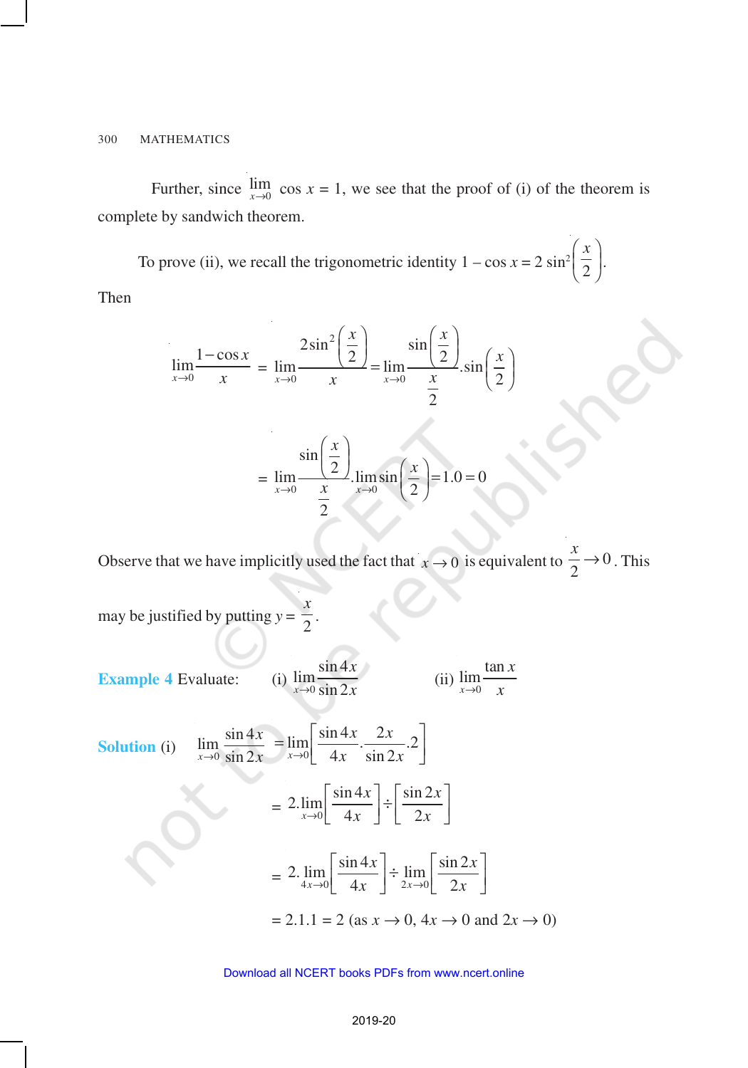Further, since $\lim_{x \to 0} \cos x = 1$, we see that the proof of (i) of the theorem is complete by sandwich theorem.

To prove (ii), we recall the trigonometric identity $1 - \cos x = 2 \sin^2\left(\frac{x}{2}\right)$.

Then

$$\lim_{x \to 0} \frac{1 - \cos x}{x} = \lim_{x \to 0} \frac{2\sin^2\left(\frac{x}{2}\right)}{x} = \lim_{x \to 0} \frac{\sin\left(\frac{x}{2}\right)}{\frac{x}{2}} . \sin\left(\frac{x}{2}\right)$$

$$= \lim_{x \to 0} \frac{\sin\left(\frac{x}{2}\right)}{\frac{x}{2}} . \lim_{x \to 0} \sin\left(\frac{x}{2}\right) = 1.0 = 0$$

Observe that we have implicitly used the fact that $x \to 0$ is equivalent to $\frac{x}{2} \to 0$. This may be justified by putting $y = \frac{x}{2}$.

**Example 4** Evaluate: (i) $\lim_{x \to 0} \frac{\sin 4x}{\sin 2x}$ (ii) $\lim_{x \to 0} \frac{\tan x}{x}$

**Solution** (i) $\lim_{x \to 0} \frac{\sin 4x}{\sin 2x} = \lim_{x \to 0} \left[\frac{\sin 4x}{4x} . \frac{2x}{\sin 2x} . 2\right]$

$$= 2 . \lim_{x \to 0} \left[\frac{\sin 4x}{4x}\right] \div \left[\frac{\sin 2x}{2x}\right]$$

$$= 2 . \lim_{4x \to 0} \left[\frac{\sin 4x}{4x}\right] \div \lim_{2x \to 0} \left[\frac{\sin 2x}{2x}\right]$$

$$= 2.1.1 = 2 \text{ (as } x \to 0,\ 4x \to 0 \text{ and } 2x \to 0)$$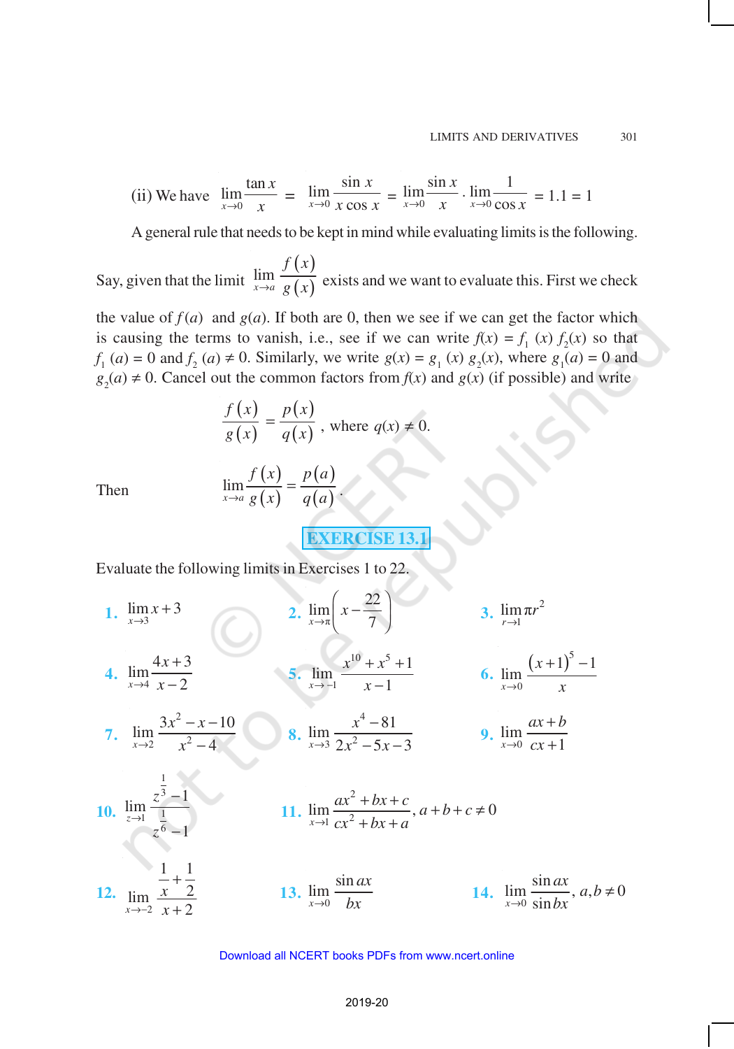(ii) We have $\lim_{x \to 0} \frac{\tan x}{x} = \lim_{x \to 0} \frac{\sin x}{x \cos x} = \lim_{x \to 0} \frac{\sin x}{x} \cdot \lim_{x \to 0} \frac{1}{\cos x} = 1.1 = 1$

A general rule that needs to be kept in mind while evaluating limits is the following.

Say, given that the limit $\lim_{x \to a} \frac{f(x)}{g(x)}$ exists and we want to evaluate this. First we check the value of $f(a)$ and $g(a)$. If both are 0, then we see if we can get the factor which is causing the terms to vanish, i.e., see if we can write $f(x) = f_1(x) f_2(x)$ so that $f_1(a) = 0$ and $f_2(a) \neq 0$. Similarly, we write $g(x) = g_1(x) g_2(x)$, where $g_1(a) = 0$ and $g_2(a) \neq 0$. Cancel out the common factors from $f(x)$ and $g(x)$ (if possible) and write

$$\frac{f(x)}{g(x)} = \frac{p(x)}{q(x)}, \text{ where } q(x) \neq 0.$$

Then
$$\lim_{x \to a} \frac{f(x)}{g(x)} = \frac{p(a)}{q(a)}.$$

## EXERCISE 13.1

Evaluate the following limits in Exercises 1 to 22.

**1.** $\lim_{x \to 3} x + 3$

**2.** $\lim_{x \to \pi} \left( x - \frac{22}{7} \right)$

**3.** $\lim_{r \to 1} \pi r^2$

**4.** $\lim_{x \to 4} \frac{4x+3}{x-2}$

**5.** $\lim_{x \to -1} \frac{x^{10} + x^5 + 1}{x - 1}$

**6.** $\lim_{x \to 0} \frac{(x+1)^5 - 1}{x}$

**7.** $\lim_{x \to 2} \frac{3x^2 - x - 10}{x^2 - 4}$

**8.** $\lim_{x \to 3} \frac{x^4 - 81}{2x^2 - 5x - 3}$

**9.** $\lim_{x \to 0} \frac{ax + b}{cx + 1}$

**10.** $\lim_{z \to 1} \frac{z^{\frac{1}{3}} - 1}{z^{\frac{1}{6}} - 1}$

**11.** $\lim_{x \to 1} \frac{ax^2 + bx + c}{cx^2 + bx + a}, a + b + c \neq 0$

**12.** $\lim_{x \to -2} \frac{\frac{1}{x} + \frac{1}{2}}{x + 2}$

**13.** $\lim_{x \to 0} \frac{\sin ax}{bx}$

**14.** $\lim_{x \to 0} \frac{\sin ax}{\sin bx}, a, b \neq 0$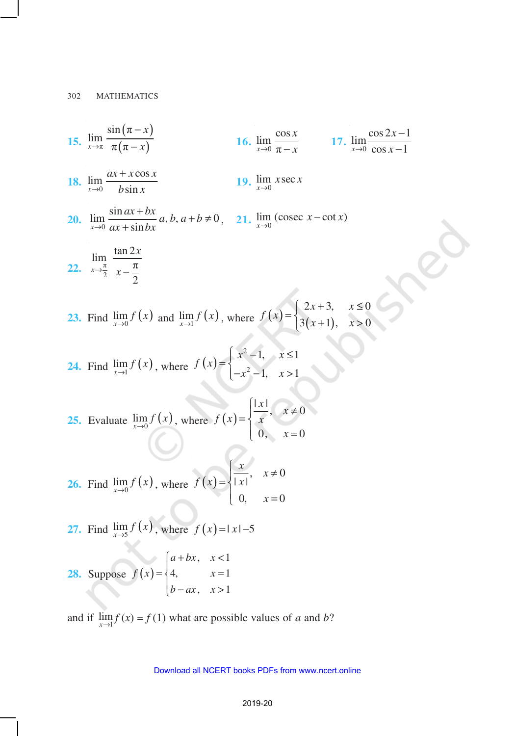**15.** $\lim\limits_{x \to \pi} \dfrac{\sin(\pi - x)}{\pi(\pi - x)}$

**16.** $\lim\limits_{x \to 0} \dfrac{\cos x}{\pi - x}$

**17.** $\lim\limits_{x \to 0} \dfrac{\cos 2x - 1}{\cos x - 1}$

**18.** $\lim\limits_{x \to 0} \dfrac{ax + x\cos x}{b\sin x}$

**19.** $\lim\limits_{x \to 0} x\sec x$

**20.** $\lim\limits_{x \to 0} \dfrac{\sin ax + bx}{ax + \sin bx}$ $a, b, a + b \neq 0$,

**21.** $\lim\limits_{x \to 0} (\operatorname{cosec} x - \cot x)$

**22.** $\lim\limits_{x \to \frac{\pi}{2}} \dfrac{\tan 2x}{x - \dfrac{\pi}{2}}$

**23.** Find $\lim\limits_{x \to 0} f(x)$ and $\lim\limits_{x \to 1} f(x)$, where $f(x) = \begin{cases} 2x + 3, & x \leq 0 \\ 3(x + 1), & x > 0 \end{cases}$

**24.** Find $\lim\limits_{x \to 1} f(x)$, where $f(x) = \begin{cases} x^2 - 1, & x \leq 1 \\ -x^2 - 1, & x > 1 \end{cases}$

**25.** Evaluate $\lim\limits_{x \to 0} f(x)$, where $f(x) = \begin{cases} \dfrac{|x|}{x}, & x \neq 0 \\ 0, & x = 0 \end{cases}$

**26.** Find $\lim\limits_{x \to 0} f(x)$, where $f(x) = \begin{cases} \dfrac{x}{|x|}, & x \neq 0 \\ 0, & x = 0 \end{cases}$

**27.** Find $\lim\limits_{x \to 5} f(x)$, where $f(x) = |x| - 5$

**28.** Suppose $f(x) = \begin{cases} a + bx, & x < 1 \\ 4, & x = 1 \\ b - ax, & x > 1 \end{cases}$

and if $\lim\limits_{x \to 1} f(x) = f(1)$ what are possible values of $a$ and $b$?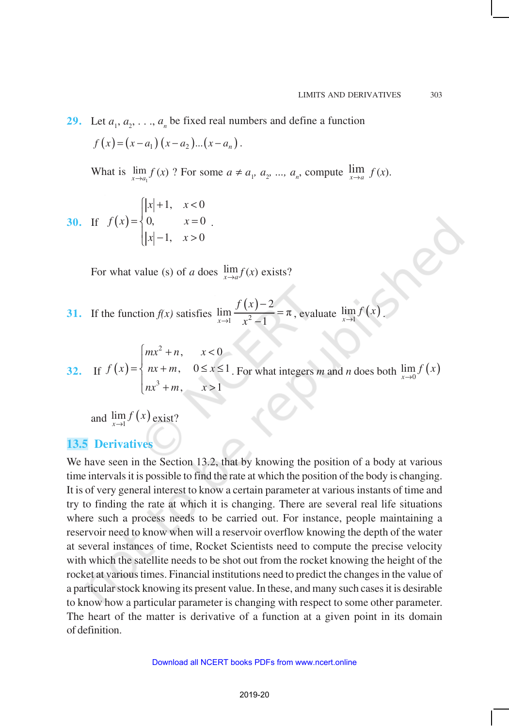**29.** Let $a_1, a_2, \ldots, a_n$ be fixed real numbers and define a function

$$f(x) = (x - a_1)(x - a_2)\ldots(x - a_n).$$

What is $\lim\limits_{x \to a_1} f(x)$ ? For some $a \neq a_1, a_2, \ldots, a_n$, compute $\lim\limits_{x \to a} f(x)$.

**30.** If $f(x) = \begin{cases} |x| + 1, & x < 0 \\ 0, & x = 0 \\ |x| - 1, & x > 0 \end{cases}$.

For what value (s) of $a$ does $\lim\limits_{x \to a} f(x)$ exists?

**31.** If the function $f(x)$ satisfies $\lim\limits_{x \to 1} \dfrac{f(x) - 2}{x^2 - 1} = \pi$, evaluate $\lim\limits_{x \to 1} f(x)$.

**32.** If $f(x) = \begin{cases} mx^2 + n, & x < 0 \\ nx + m, & 0 \leq x \leq 1 \\ nx^3 + m, & x > 1 \end{cases}$. For what integers $m$ and $n$ does both $\lim\limits_{x \to 0} f(x)$ and $\lim\limits_{x \to 1} f(x)$ exist?

## 13.5 Derivatives

We have seen in the Section 13.2, that by knowing the position of a body at various time intervals it is possible to find the rate at which the position of the body is changing. It is of very general interest to know a certain parameter at various instants of time and try to finding the rate at which it is changing. There are several real life situations where such a process needs to be carried out. For instance, people maintaining a reservoir need to know when will a reservoir overflow knowing the depth of the water at several instances of time, Rocket Scientists need to compute the precise velocity with which the satellite needs to be shot out from the rocket knowing the height of the rocket at various times. Financial institutions need to predict the changes in the value of a particular stock knowing its present value. In these, and many such cases it is desirable to know how a particular parameter is changing with respect to some other parameter. The heart of the matter is derivative of a function at a given point in its domain of definition.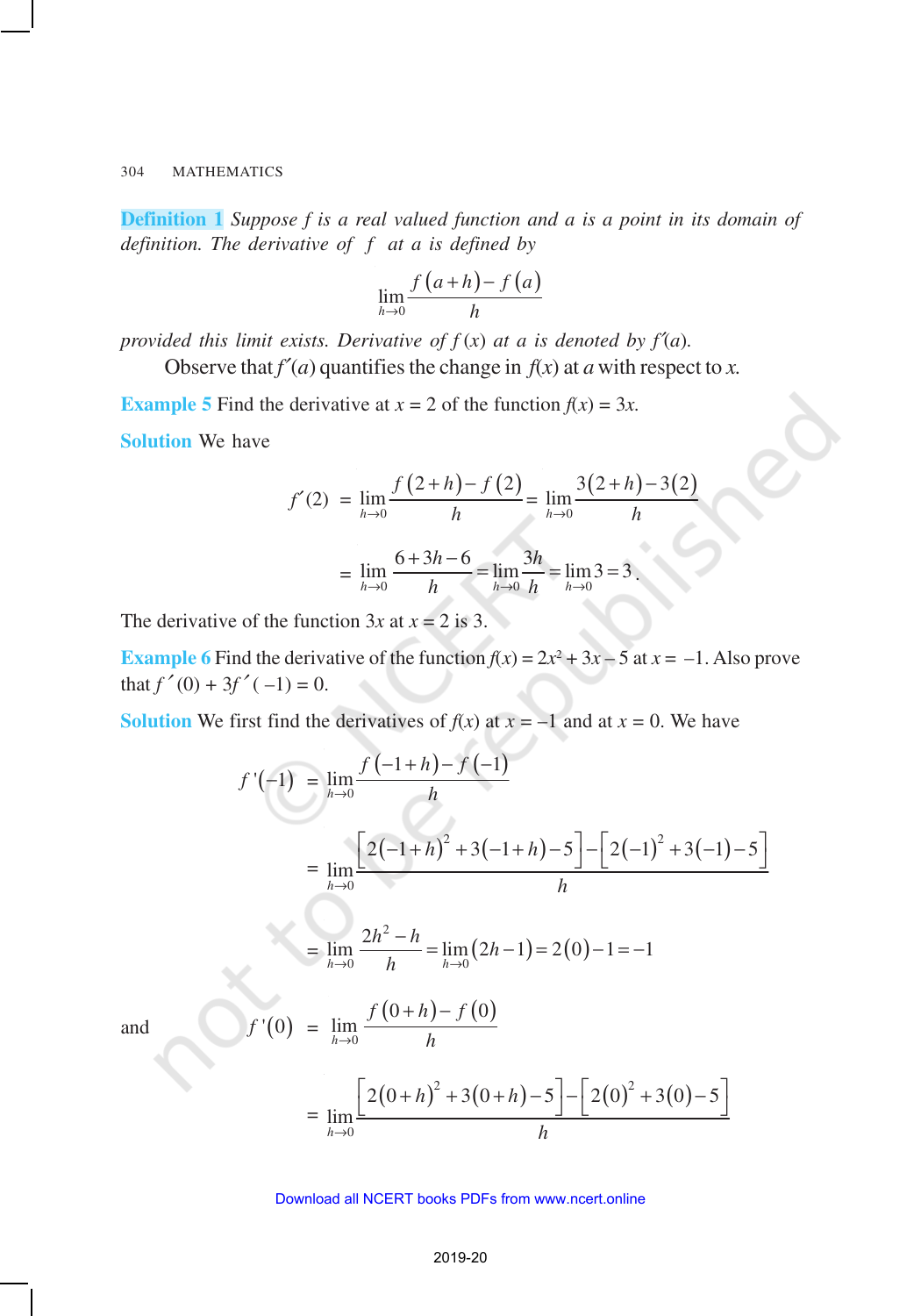**Definition 1** *Suppose f is a real valued function and a is a point in its domain of definition. The derivative of f at a is defined by*

$$\lim_{h \to 0} \frac{f(a+h) - f(a)}{h}$$

*provided this limit exists. Derivative of f (x) at a is denoted by f′(a).*

Observe that $f'(a)$ quantifies the change in $f(x)$ at $a$ with respect to $x$.

**Example 5** Find the derivative at $x = 2$ of the function $f(x) = 3x$.

**Solution** We have

$$f'(2) = \lim_{h \to 0} \frac{f(2+h) - f(2)}{h} = \lim_{h \to 0} \frac{3(2+h) - 3(2)}{h}$$

$$= \lim_{h \to 0} \frac{6 + 3h - 6}{h} = \lim_{h \to 0} \frac{3h}{h} = \lim_{h \to 0} 3 = 3.$$

The derivative of the function $3x$ at $x = 2$ is 3.

**Example 6** Find the derivative of the function $f(x) = 2x^2 + 3x - 5$ at $x = -1$. Also prove that $f'(0) + 3f'(-1) = 0$.

**Solution** We first find the derivatives of $f(x)$ at $x = -1$ and at $x = 0$. We have

$$f'(-1) = \lim_{h \to 0} \frac{f(-1+h) - f(-1)}{h}$$

$$= \lim_{h \to 0} \frac{\left[2(-1+h)^2 + 3(-1+h) - 5\right] - \left[2(-1)^2 + 3(-1) - 5\right]}{h}$$

$$= \lim_{h \to 0} \frac{2h^2 - h}{h} = \lim_{h \to 0} (2h - 1) = 2(0) - 1 = -1$$

and

$$f'(0) = \lim_{h \to 0} \frac{f(0+h) - f(0)}{h}$$

$$= \lim_{h \to 0} \frac{\left[2(0+h)^2 + 3(0+h) - 5\right] - \left[2(0)^2 + 3(0) - 5\right]}{h}$$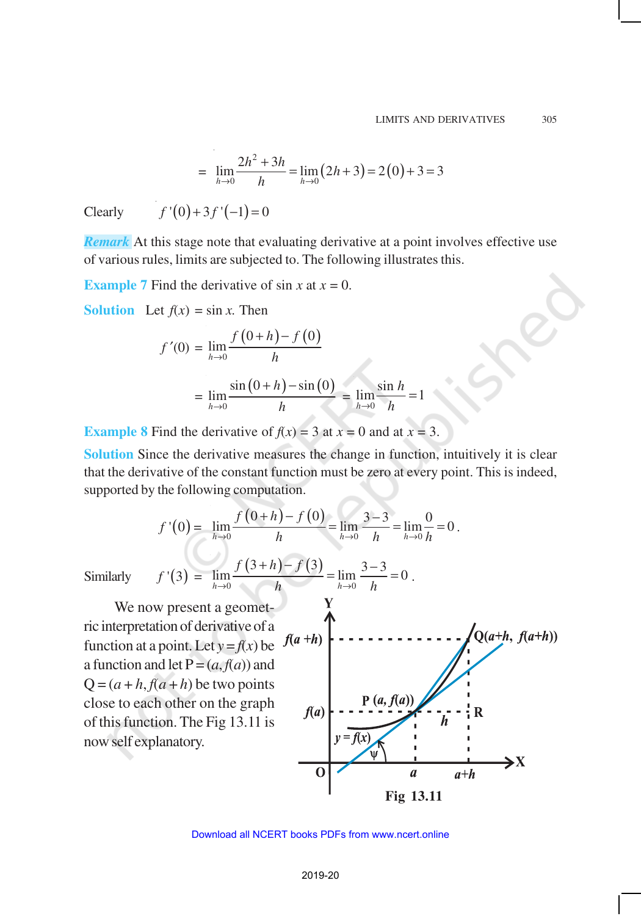$$= \lim_{h \to 0} \frac{2h^2 + 3h}{h} = \lim_{h \to 0} (2h + 3) = 2(0) + 3 = 3$$

Clearly $\quad f'(0) + 3f'(-1) = 0$

***Remark*** At this stage note that evaluating derivative at a point involves effective use of various rules, limits are subjected to. The following illustrates this.

**Example 7** Find the derivative of sin $x$ at $x = 0$.

**Solution** Let $f(x)$ = sin $x$. Then

$$f'(0) = \lim_{h \to 0} \frac{f(0+h) - f(0)}{h}$$

$$= \lim_{h \to 0} \frac{\sin(0+h) - \sin(0)}{h} = \lim_{h \to 0} \frac{\sin h}{h} = 1$$

**Example 8** Find the derivative of $f(x) = 3$ at $x = 0$ and at $x = 3$.

**Solution** Since the derivative measures the change in function, intuitively it is clear that the derivative of the constant function must be zero at every point. This is indeed, supported by the following computation.

$$f'(0) = \lim_{h \to 0} \frac{f(0+h) - f(0)}{h} = \lim_{h \to 0} \frac{3-3}{h} = \lim_{h \to 0} \frac{0}{h} = 0 .$$

Similarly $\quad f'(3) = \lim_{h \to 0} \frac{f(3+h) - f(3)}{h} = \lim_{h \to 0} \frac{3-3}{h} = 0 .$

We now present a geometric interpretation of derivative of a function at a point. Let $y = f(x)$ be a function and let $P = (a, f(a))$ and $Q = (a + h, f(a + h))$ be two points close to each other on the graph of this function. The Fig 13.11 is now self explanatory.

Fig 13.11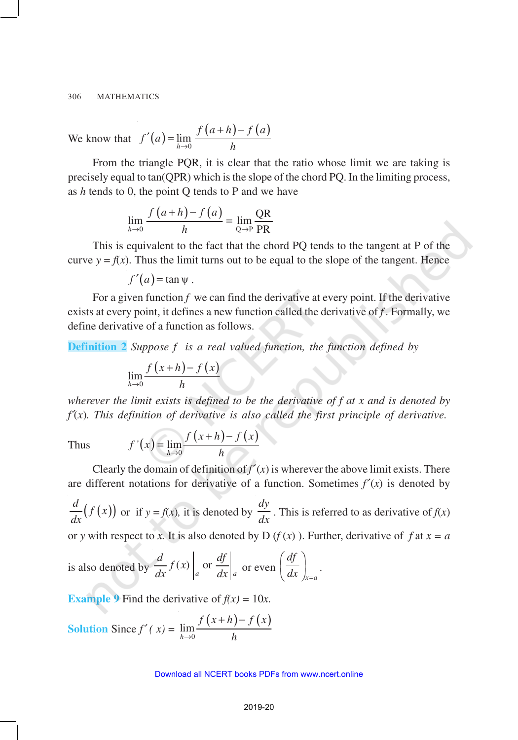We know that $f'(a) = \lim_{h \to 0} \frac{f(a+h) - f(a)}{h}$

From the triangle PQR, it is clear that the ratio whose limit we are taking is precisely equal to tan(QPR) which is the slope of the chord PQ. In the limiting process, as $h$ tends to 0, the point Q tends to P and we have

$$\lim_{h \to 0} \frac{f(a+h) - f(a)}{h} = \lim_{Q \to P} \frac{QR}{PR}$$

This is equivalent to the fact that the chord PQ tends to the tangent at P of the curve $y = f(x)$. Thus the limit turns out to be equal to the slope of the tangent. Hence

$$f'(a) = \tan \psi .$$

For a given function $f$ we can find the derivative at every point. If the derivative exists at every point, it defines a new function called the derivative of $f$. Formally, we define derivative of a function as follows.

**Definition 2** *Suppose $f$ is a real valued function, the function defined by*

$$\lim_{h \to 0} \frac{f(x+h) - f(x)}{h}$$

*wherever the limit exists is defined to be the derivative of $f$ at $x$ and is denoted by $f'(x)$. This definition of derivative is also called the first principle of derivative.*

Thus $$f'(x) = \lim_{h \to 0} \frac{f(x+h) - f(x)}{h}$$

Clearly the domain of definition of $f'(x)$ is wherever the above limit exists. There are different notations for derivative of a function. Sometimes $f'(x)$ is denoted by $\frac{d}{dx}(f(x))$ or if $y = f(x)$, it is denoted by $\frac{dy}{dx}$. This is referred to as derivative of $f(x)$ or $y$ with respect to $x$. It is also denoted by D $(f(x))$. Further, derivative of $f$ at $x = a$ is also denoted by $\left.\frac{d}{dx} f(x)\right|_a$ or $\left.\frac{df}{dx}\right|_a$ or even $\left(\frac{df}{dx}\right)_{x=a}$.

**Example 9** Find the derivative of $f(x) = 10x$.

**Solution** Since $f'(x) = \lim_{h \to 0} \frac{f(x+h) - f(x)}{h}$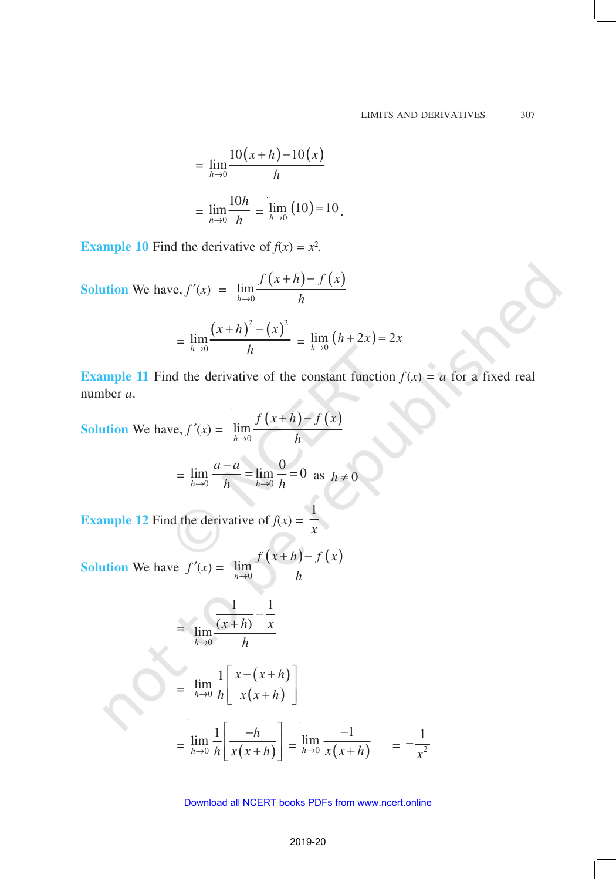$$= \lim_{h \to 0} \frac{10(x+h) - 10(x)}{h}$$

$$= \lim_{h \to 0} \frac{10h}{h} = \lim_{h \to 0} (10) = 10.$$

**Example 10** Find the derivative of $f(x) = x^2$.

**Solution** We have, $f'(x) = \lim_{h \to 0} \frac{f(x+h) - f(x)}{h}$

$$= \lim_{h \to 0} \frac{(x+h)^2 - (x)^2}{h} = \lim_{h \to 0} (h + 2x) = 2x$$

**Example 11** Find the derivative of the constant function $f(x) = a$ for a fixed real number $a$.

**Solution** We have, $f'(x) = \lim_{h \to 0} \frac{f(x+h) - f(x)}{h}$

$$= \lim_{h \to 0} \frac{a - a}{h} = \lim_{h \to 0} \frac{0}{h} = 0 \text{ as } h \neq 0$$

**Example 12** Find the derivative of $f(x) = \frac{1}{x}$

**Solution** We have $f'(x) = \lim_{h \to 0} \frac{f(x+h) - f(x)}{h}$

$$= \lim_{h \to 0} \frac{\frac{1}{(x+h)} - \frac{1}{x}}{h}$$

$$= \lim_{h \to 0} \frac{1}{h} \left[ \frac{x - (x+h)}{x(x+h)} \right]$$

$$= \lim_{h \to 0} \frac{1}{h} \left[ \frac{-h}{x(x+h)} \right] = \lim_{h \to 0} \frac{-1}{x(x+h)} = -\frac{1}{x^2}$$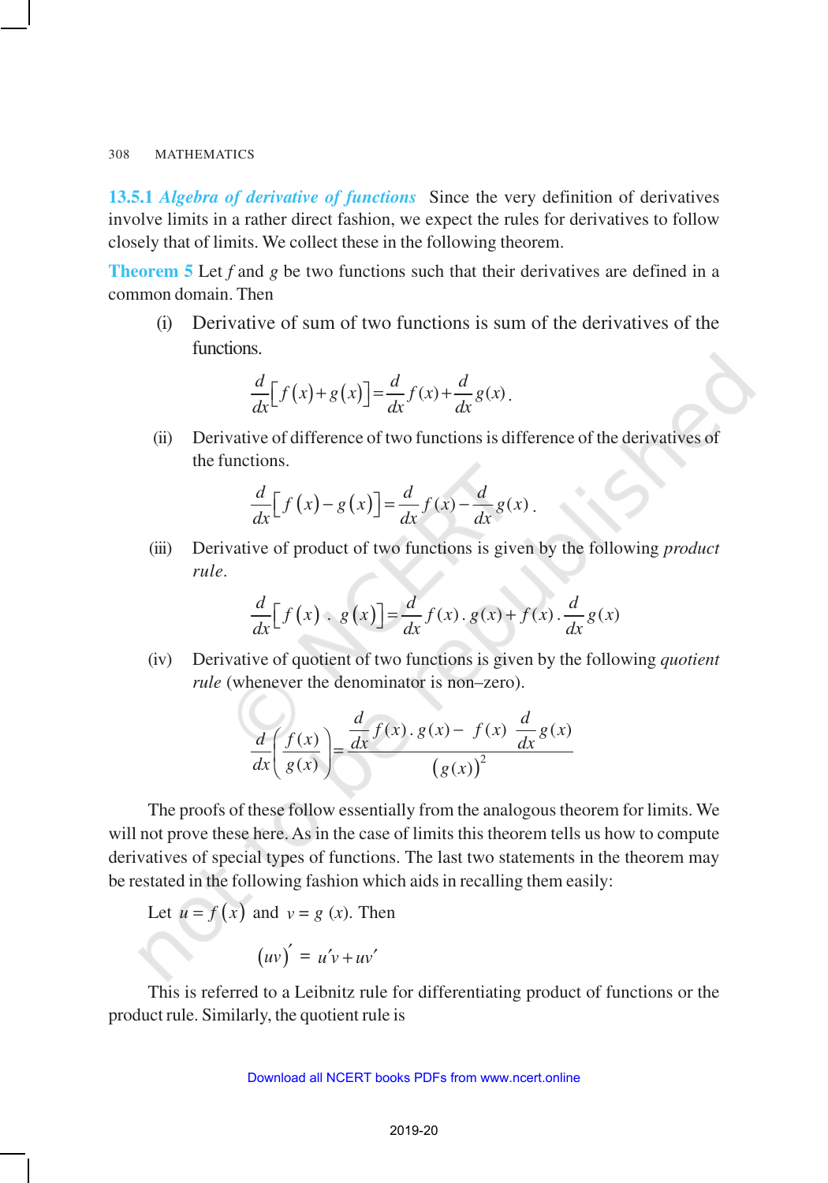**13.5.1** ***Algebra of derivative of functions*** Since the very definition of derivatives involve limits in a rather direct fashion, we expect the rules for derivatives to follow closely that of limits. We collect these in the following theorem.

**Theorem 5** Let $f$ and $g$ be two functions such that their derivatives are defined in a common domain. Then

(i) Derivative of sum of two functions is sum of the derivatives of the functions.

$$\frac{d}{dx}\left[f(x)+g(x)\right]=\frac{d}{dx}f(x)+\frac{d}{dx}g(x).$$

(ii) Derivative of difference of two functions is difference of the derivatives of the functions.

$$\frac{d}{dx}\left[f(x)-g(x)\right]=\frac{d}{dx}f(x)-\frac{d}{dx}g(x).$$

(iii) Derivative of product of two functions is given by the following *product rule*.

$$\frac{d}{dx}\left[f(x)\,.\,g(x)\right]=\frac{d}{dx}f(x)\,.\,g(x)+f(x)\,.\,\frac{d}{dx}g(x)$$

(iv) Derivative of quotient of two functions is given by the following *quotient rule* (whenever the denominator is non–zero).

$$\frac{d}{dx}\left(\frac{f(x)}{g(x)}\right)=\frac{\frac{d}{dx}f(x)\,.\,g(x)-f(x)\,\frac{d}{dx}g(x)}{\left(g(x)\right)^2}$$

The proofs of these follow essentially from the analogous theorem for limits. We will not prove these here. As in the case of limits this theorem tells us how to compute derivatives of special types of functions. The last two statements in the theorem may be restated in the following fashion which aids in recalling them easily:

Let $u = f(x)$ and $v = g(x)$. Then

$$(uv)' = u'v + uv'$$

This is referred to a Leibnitz rule for differentiating product of functions or the product rule. Similarly, the quotient rule is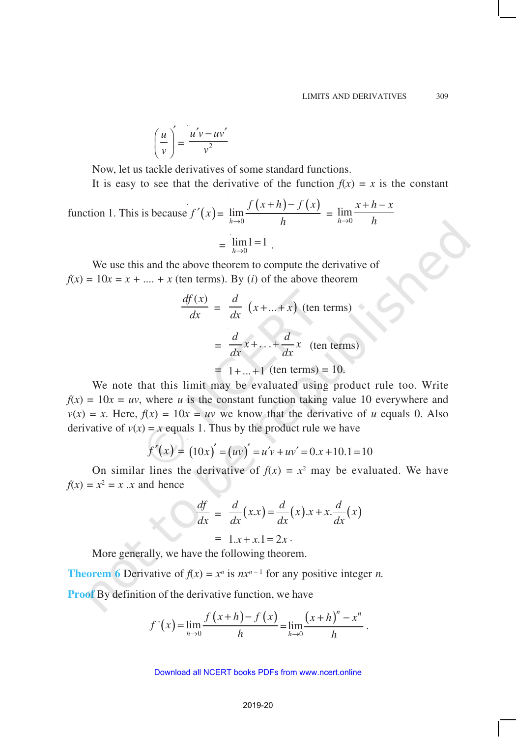$$\left(\frac{u}{v}\right)' = \frac{u'v - uv'}{v^2}$$

Now, let us tackle derivatives of some standard functions.

It is easy to see that the derivative of the function $f(x) = x$ is the constant function 1. This is because $f'(x) = \lim_{h\to 0} \frac{f(x+h) - f(x)}{h} = \lim_{h\to 0} \frac{x+h-x}{h}$

$$= \lim_{h\to 0} 1 = 1.$$

We use this and the above theorem to compute the derivative of $f(x) = 10x = x + .... + x$ (ten terms). By (*i*) of the above theorem

$$\frac{df(x)}{dx} = \frac{d}{dx}(x + ... + x) \text{ (ten terms)}$$

$$= \frac{d}{dx}x + \ldots + \frac{d}{dx}x \text{ (ten terms)}$$

$$= 1 + ... + 1 \text{ (ten terms)} = 10.$$

We note that this limit may be evaluated using product rule too. Write $f(x) = 10x = uv$, where $u$ is the constant function taking value 10 everywhere and $v(x) = x$. Here, $f(x) = 10x = uv$ we know that the derivative of $u$ equals 0. Also derivative of $v(x) = x$ equals 1. Thus by the product rule we have

$$f'(x) = (10x)' = (uv)' = u'v + uv' = 0.x + 10.1 = 10$$

On similar lines the derivative of $f(x) = x^2$ may be evaluated. We have $f(x) = x^2 = x\,.x$ and hence

$$\frac{df}{dx} = \frac{d}{dx}(x.x) = \frac{d}{dx}(x).x + x.\frac{d}{dx}(x)$$

$$= 1.x + x.1 = 2x.$$

More generally, we have the following theorem.

**Theorem 6** Derivative of $f(x) = x^n$ is $nx^{n-1}$ for any positive integer $n$.

**Proof** By definition of the derivative function, we have

$$f'(x) = \lim_{h\to 0} \frac{f(x+h) - f(x)}{h} = \lim_{h\to 0} \frac{(x+h)^n - x^n}{h}.$$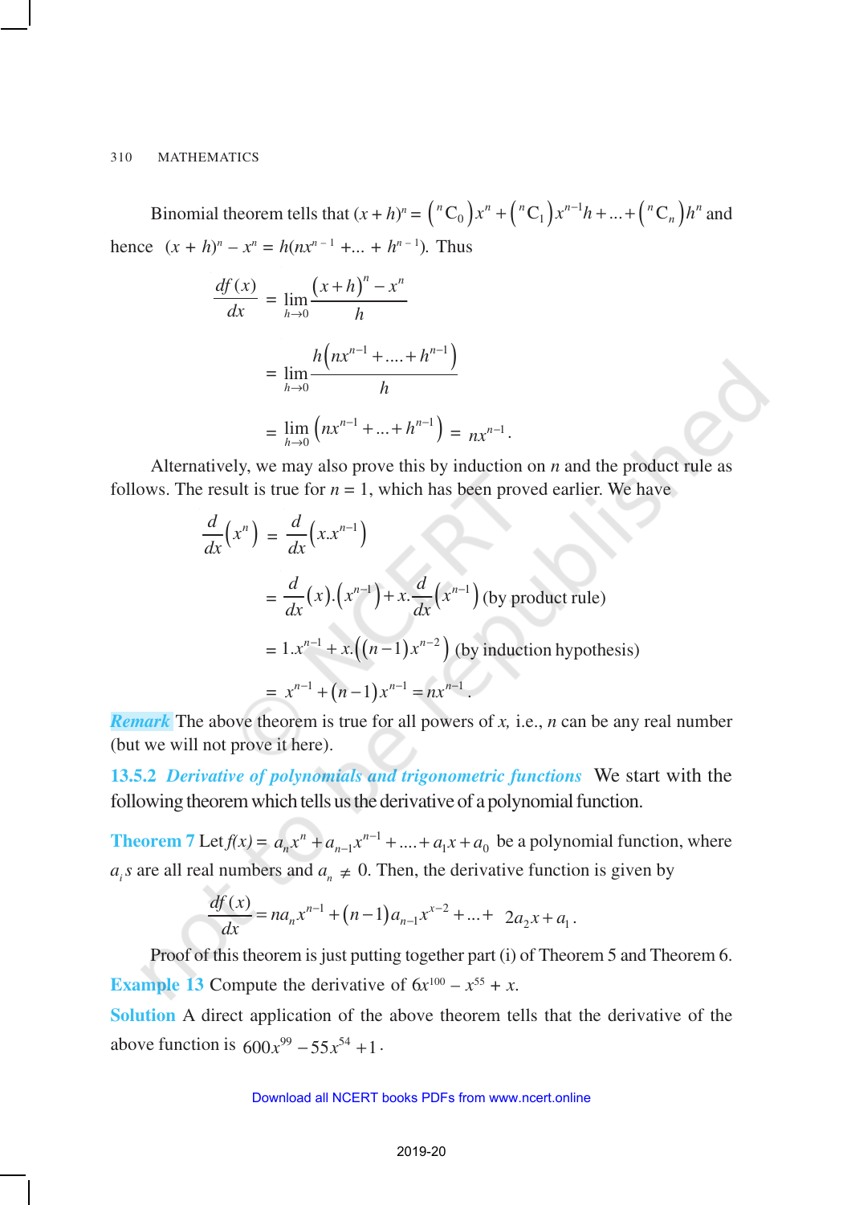Binomial theorem tells that $(x + h)^n = \left({}^n\mathrm{C}_0\right)x^n + \left({}^n\mathrm{C}_1\right)x^{n-1}h + ... + \left({}^n\mathrm{C}_n\right)h^n$ and hence $(x + h)^n - x^n = h(nx^{n-1} + ... + h^{n-1})$. Thus

$$\frac{df(x)}{dx} = \lim_{h\to 0}\frac{(x+h)^n - x^n}{h}$$

$$= \lim_{h\to 0}\frac{h\left(nx^{n-1} + .... + h^{n-1}\right)}{h}$$

$$= \lim_{h\to 0}\left(nx^{n-1} + ... + h^{n-1}\right) = nx^{n-1}.$$

Alternatively, we may also prove this by induction on $n$ and the product rule as follows. The result is true for $n = 1$, which has been proved earlier. We have

$$\frac{d}{dx}\left(x^n\right) = \frac{d}{dx}\left(x.x^{n-1}\right)$$

$$= \frac{d}{dx}(x).\left(x^{n-1}\right) + x.\frac{d}{dx}\left(x^{n-1}\right) \text{ (by product rule)}$$

$$= 1.x^{n-1} + x.\left((n-1)x^{n-2}\right) \text{ (by induction hypothesis)}$$

$$= x^{n-1} + (n-1)x^{n-1} = nx^{n-1}.$$

***Remark*** The above theorem is true for all powers of $x$, i.e., $n$ can be any real number (but we will not prove it here).

### 13.5.2 *Derivative of polynomials and trigonometric functions*

We start with the following theorem which tells us the derivative of a polynomial function.

**Theorem 7** Let $f(x) = a_n x^n + a_{n-1}x^{n-1} + .... + a_1 x + a_0$ be a polynomial function, where $a_i$ s are all real numbers and $a_n \neq 0$. Then, the derivative function is given by

$$\frac{df(x)}{dx} = na_n x^{n-1} + (n-1)a_{n-1}x^{x-2} + ... + \; 2a_2 x + a_1.$$

Proof of this theorem is just putting together part (i) of Theorem 5 and Theorem 6.

**Example 13** Compute the derivative of $6x^{100} - x^{55} + x$.

**Solution** A direct application of the above theorem tells that the derivative of the above function is $600x^{99} - 55x^{54} + 1$.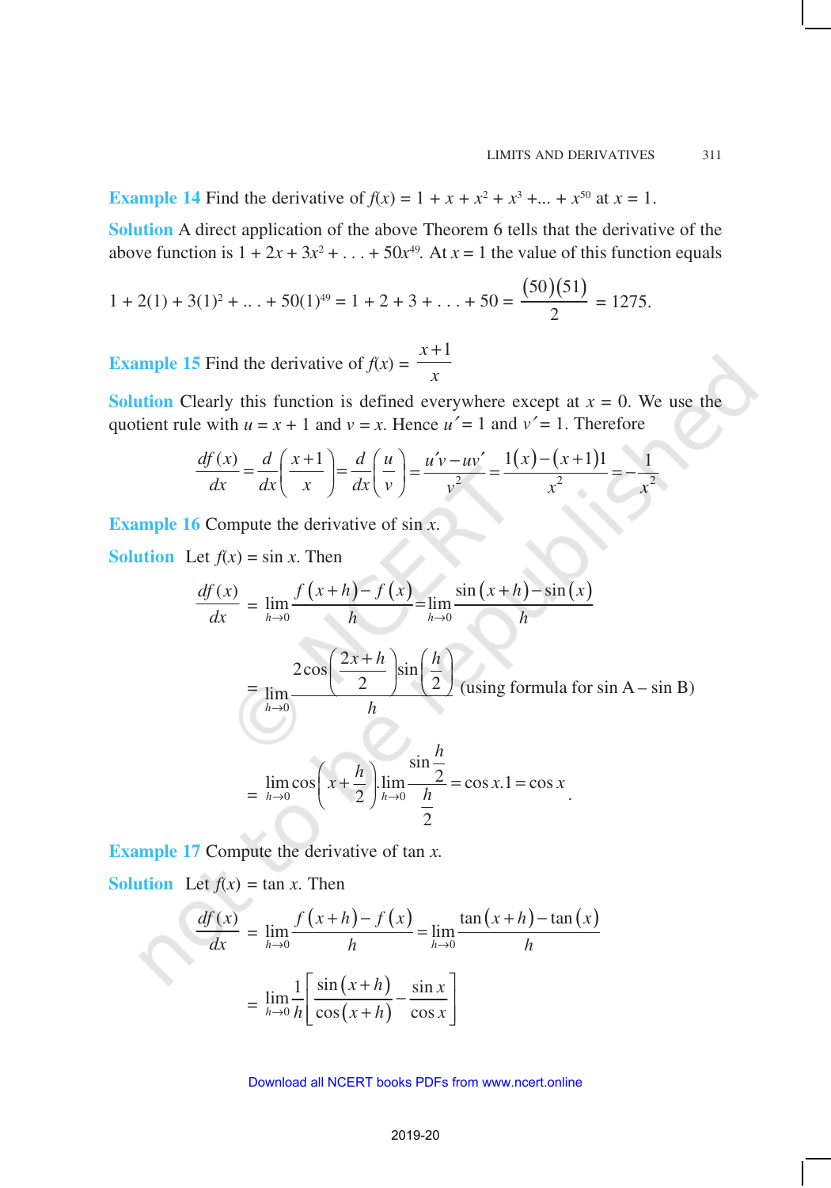**Example 14** Find the derivative of $f(x) = 1 + x + x^2 + x^3 + ... + x^{50}$ at $x = 1$.

**Solution** A direct application of the above Theorem 6 tells that the derivative of the above function is $1 + 2x + 3x^2 + . . . + 50x^{49}$. At $x = 1$ the value of this function equals

$$1 + 2(1) + 3(1)^2 + .. . + 50(1)^{49} = 1 + 2 + 3 + . . . + 50 = \frac{(50)(51)}{2} = 1275.$$

**Example 15** Find the derivative of $f(x) = \dfrac{x+1}{x}$

**Solution** Clearly this function is defined everywhere except at $x = 0$. We use the quotient rule with $u = x + 1$ and $v = x$. Hence $u' = 1$ and $v' = 1$. Therefore

$$\frac{df(x)}{dx} = \frac{d}{dx}\left(\frac{x+1}{x}\right) = \frac{d}{dx}\left(\frac{u}{v}\right) = \frac{u'v - uv'}{v^2} = \frac{1(x)-(x+1)1}{x^2} = -\frac{1}{x^2}$$

**Example 16** Compute the derivative of $\sin x$.

**Solution** Let $f(x) = \sin x$. Then

$$\frac{df(x)}{dx} = \lim_{h\to 0}\frac{f(x+h)-f(x)}{h} = \lim_{h\to 0}\frac{\sin(x+h)-\sin(x)}{h}$$

$$= \lim_{h\to 0}\frac{2\cos\left(\frac{2x+h}{2}\right)\sin\left(\frac{h}{2}\right)}{h} \quad \text{(using formula for sin A – sin B)}$$

$$= \lim_{h\to 0}\cos\left(x+\frac{h}{2}\right).\lim_{h\to 0}\frac{\sin\frac{h}{2}}{\frac{h}{2}} = \cos x.1 = \cos x.$$

**Example 17** Compute the derivative of $\tan x$.

**Solution** Let $f(x) = \tan x$. Then

$$\frac{df(x)}{dx} = \lim_{h\to 0}\frac{f(x+h)-f(x)}{h} = \lim_{h\to 0}\frac{\tan(x+h)-\tan(x)}{h}$$

$$= \lim_{h\to 0}\frac{1}{h}\left[\frac{\sin(x+h)}{\cos(x+h)} - \frac{\sin x}{\cos x}\right]$$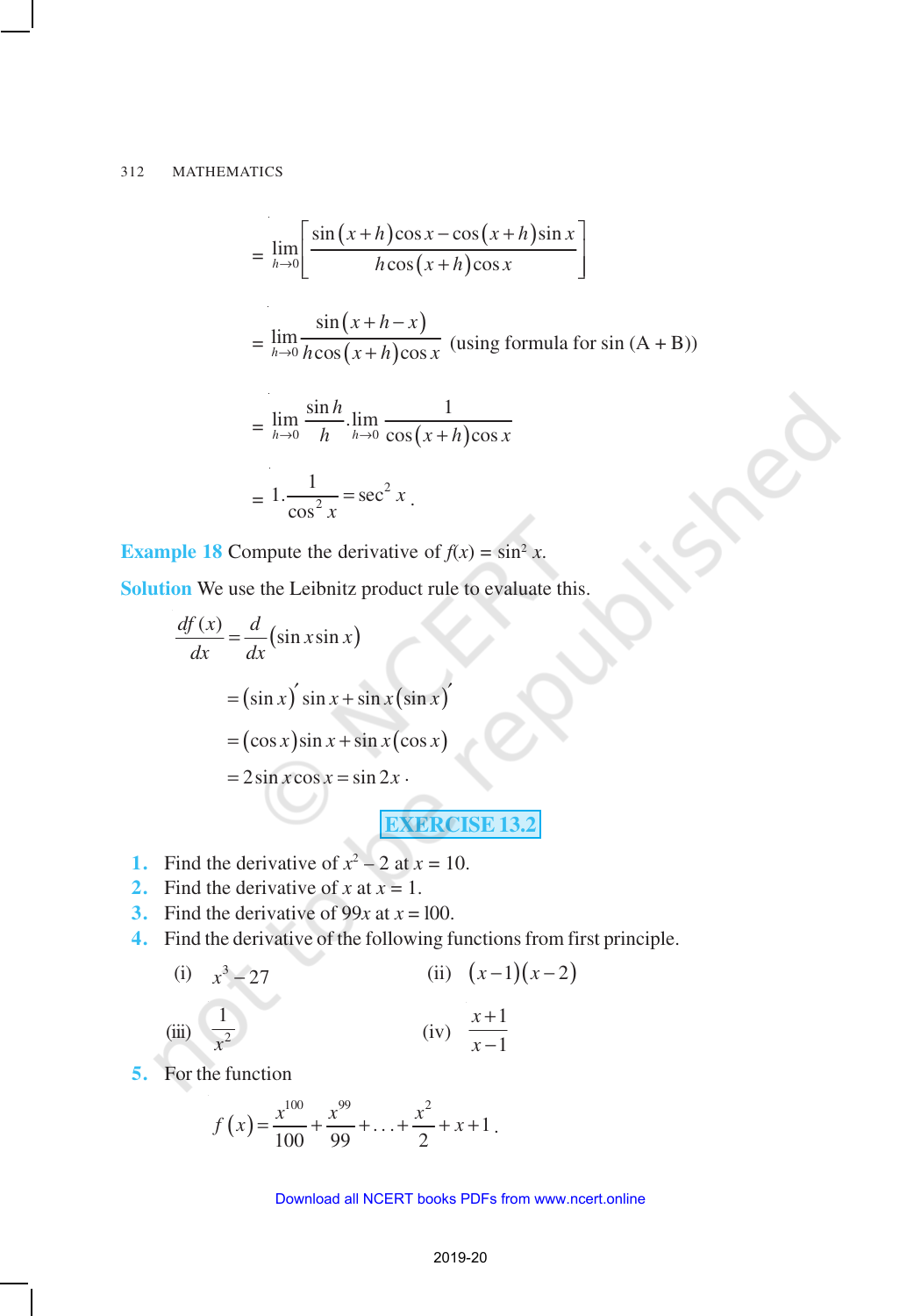$$= \lim_{h \to 0} \left[ \frac{\sin(x+h)\cos x - \cos(x+h)\sin x}{h\cos(x+h)\cos x} \right]$$

$$= \lim_{h \to 0} \frac{\sin(x+h-x)}{h\cos(x+h)\cos x} \text{ (using formula for sin (A + B))}$$

$$= \lim_{h \to 0} \frac{\sin h}{h} . \lim_{h \to 0} \frac{1}{\cos(x+h)\cos x}$$

$$= 1 . \frac{1}{\cos^2 x} = \sec^2 x .$$

**Example 18** Compute the derivative of $f(x) = \sin^2 x$.

**Solution** We use the Leibnitz product rule to evaluate this.

$$\frac{df(x)}{dx} = \frac{d}{dx}(\sin x \sin x)$$

$$= (\sin x)' \sin x + \sin x (\sin x)'$$

$$= (\cos x)\sin x + \sin x(\cos x)$$

$$= 2\sin x \cos x = \sin 2x .$$

## EXERCISE 13.2

1. Find the derivative of $x^2 - 2$ at $x = 10$.
2. Find the derivative of $x$ at $x = 1$.
3. Find the derivative of $99x$ at $x = 100$.
4. Find the derivative of the following functions from first principle.

   (i) $x^3 - 27$ (ii) $(x-1)(x-2)$

   (iii) $\dfrac{1}{x^2}$ (iv) $\dfrac{x+1}{x-1}$

5. For the function

$$f(x) = \frac{x^{100}}{100} + \frac{x^{99}}{99} + \ldots + \frac{x^2}{2} + x + 1 .$$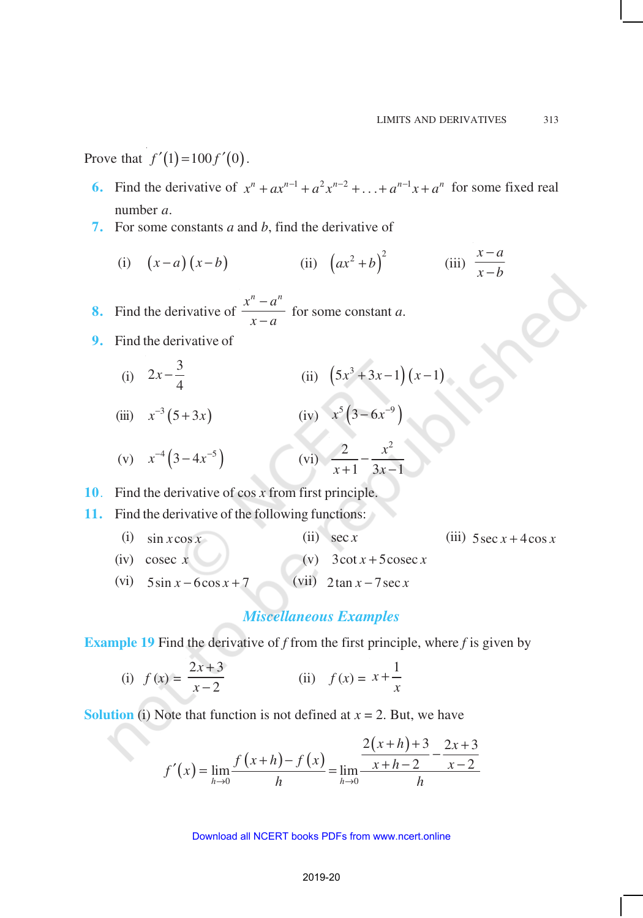Prove that $f'(1) = 100 f'(0)$.

**6.** Find the derivative of $x^n + ax^{n-1} + a^2x^{n-2} + \ldots + a^{n-1}x + a^n$ for some fixed real number $a$.

**7.** For some constants $a$ and $b$, find the derivative of

(i) $(x-a)(x-b)$ (ii) $(ax^2+b)^2$ (iii) $\dfrac{x-a}{x-b}$

**8.** Find the derivative of $\dfrac{x^n - a^n}{x-a}$ for some constant $a$.

**9.** Find the derivative of

(i) $2x - \dfrac{3}{4}$ (ii) $(5x^3+3x-1)(x-1)$

(iii) $x^{-3}(5+3x)$ (iv) $x^5(3-6x^{-9})$

(v) $x^{-4}(3-4x^{-5})$ (vi) $\dfrac{2}{x+1} - \dfrac{x^2}{3x-1}$

**10.** Find the derivative of $\cos x$ from first principle.

**11.** Find the derivative of the following functions:

(i) $\sin x \cos x$ (ii) $\sec x$ (iii) $5\sec x + 4\cos x$

(iv) $\text{cosec } x$ (v) $3\cot x + 5\text{cosec } x$

(vi) $5\sin x - 6\cos x + 7$ (vii) $2\tan x - 7\sec x$

## *Miscellaneous Examples*

**Example 19** Find the derivative of $f$ from the first principle, where $f$ is given by

(i) $f(x) = \dfrac{2x+3}{x-2}$ (ii) $f(x) = x + \dfrac{1}{x}$

**Solution** (i) Note that function is not defined at $x = 2$. But, we have

$$f'(x) = \lim_{h \to 0} \frac{f(x+h) - f(x)}{h} = \lim_{h \to 0} \frac{\dfrac{2(x+h)+3}{x+h-2} - \dfrac{2x+3}{x-2}}{h}$$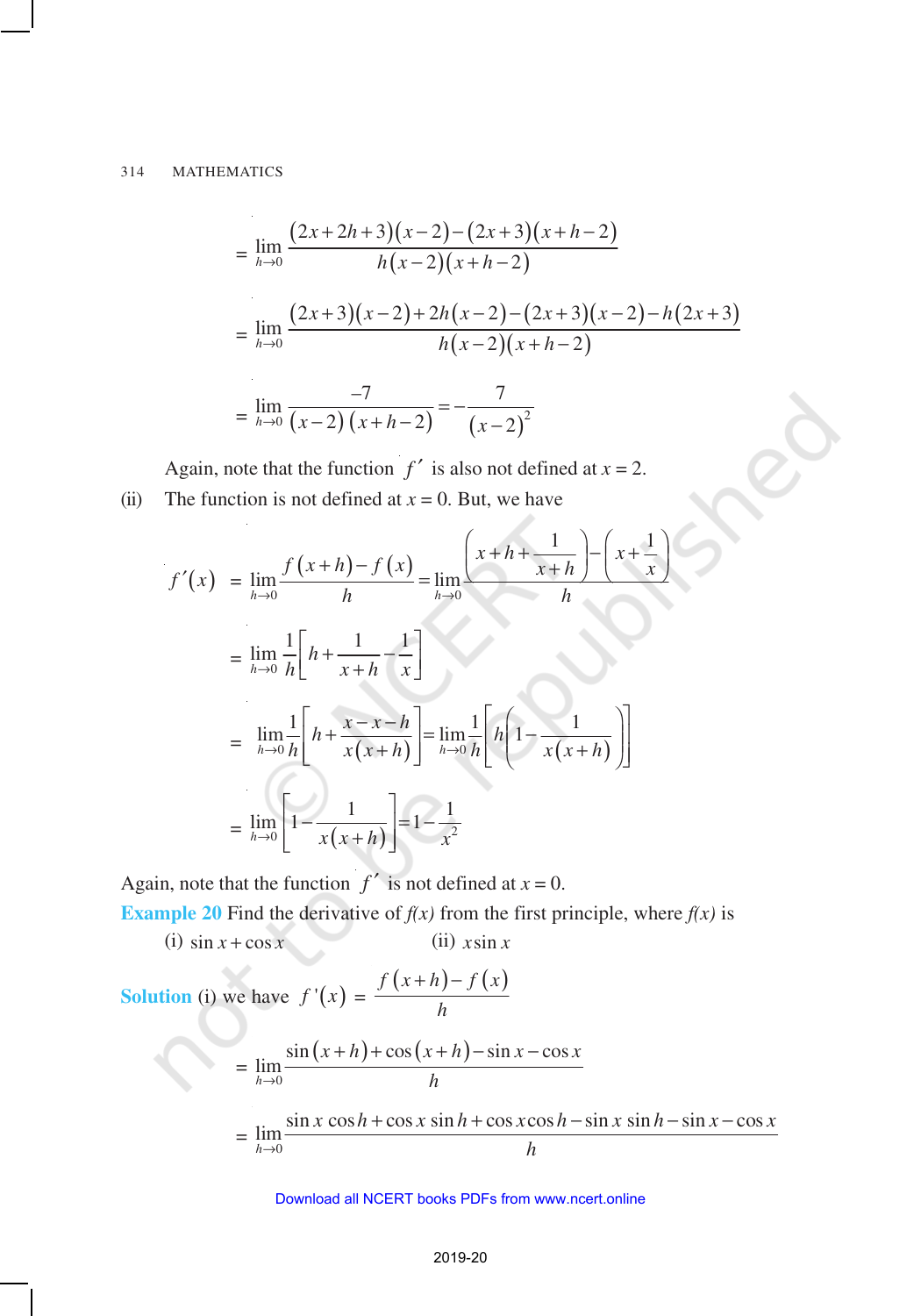$$= \lim_{h \to 0} \frac{(2x+2h+3)(x-2)-(2x+3)(x+h-2)}{h(x-2)(x+h-2)}$$

$$= \lim_{h \to 0} \frac{(2x+3)(x-2)+2h(x-2)-(2x+3)(x-2)-h(2x+3)}{h(x-2)(x+h-2)}$$

$$= \lim_{h \to 0} \frac{-7}{(x-2)(x+h-2)} = -\frac{7}{(x-2)^2}$$

Again, note that the function $f'$ is also not defined at $x = 2$.

(ii) The function is not defined at $x = 0$. But, we have

$$f'(x) = \lim_{h \to 0} \frac{f(x+h)-f(x)}{h} = \lim_{h \to 0} \frac{\left(x+h+\frac{1}{x+h}\right)-\left(x+\frac{1}{x}\right)}{h}$$

$$= \lim_{h \to 0} \frac{1}{h}\left[h+\frac{1}{x+h}-\frac{1}{x}\right]$$

$$= \lim_{h \to 0} \frac{1}{h}\left[h+\frac{x-x-h}{x(x+h)}\right] = \lim_{h \to 0} \frac{1}{h}\left[h\left(1-\frac{1}{x(x+h)}\right)\right]$$

$$= \lim_{h \to 0} \left[1-\frac{1}{x(x+h)}\right] = 1-\frac{1}{x^2}$$

Again, note that the function $f'$ is not defined at $x = 0$.

**Example 20** Find the derivative of $f(x)$ from the first principle, where $f(x)$ is

(i) $\sin x + \cos x$ (ii) $x \sin x$

**Solution** (i) we have $f'(x) = \dfrac{f(x+h)-f(x)}{h}$

$$= \lim_{h \to 0} \frac{\sin(x+h)+\cos(x+h)-\sin x-\cos x}{h}$$

$$= \lim_{h \to 0} \frac{\sin x \cos h+\cos x \sin h+\cos x \cos h-\sin x \sin h-\sin x-\cos x}{h}$$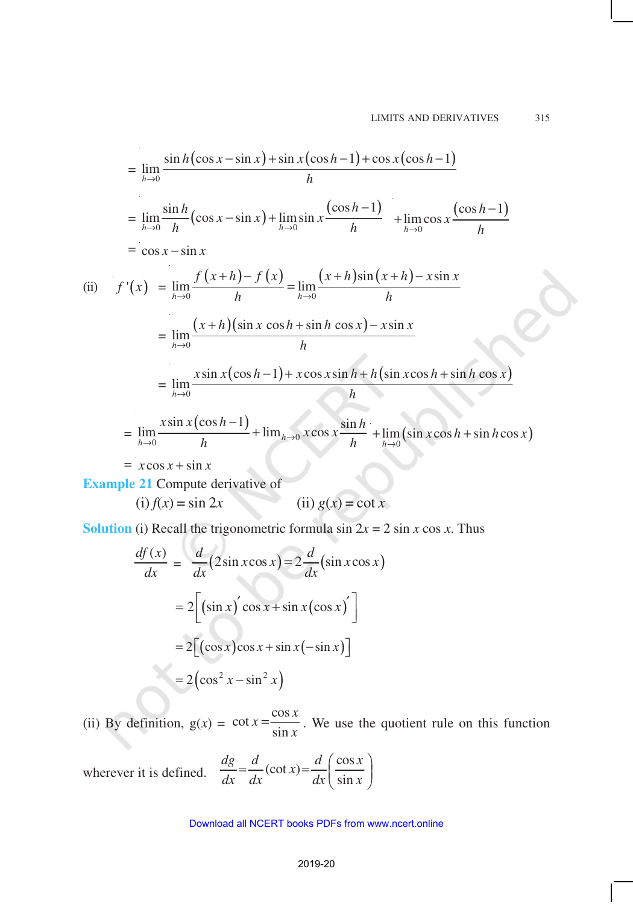$$= \lim_{h \to 0} \frac{\sin h(\cos x - \sin x) + \sin x(\cos h - 1) + \cos x(\cos h - 1)}{h}$$

$$= \lim_{h \to 0} \frac{\sin h}{h}(\cos x - \sin x) + \lim_{h \to 0} \sin x \frac{(\cos h - 1)}{h} + \lim_{h \to 0} \cos x \frac{(\cos h - 1)}{h}$$

$$= \cos x - \sin x$$

(ii) $$f'(x) = \lim_{h \to 0} \frac{f(x+h) - f(x)}{h} = \lim_{h \to 0} \frac{(x+h)\sin(x+h) - x\sin x}{h}$$

$$= \lim_{h \to 0} \frac{(x+h)(\sin x \cos h + \sin h \cos x) - x\sin x}{h}$$

$$= \lim_{h \to 0} \frac{x\sin x(\cos h - 1) + x\cos x \sin h + h(\sin x \cos h + \sin h \cos x)}{h}$$

$$= \lim_{h \to 0} \frac{x\sin x(\cos h - 1)}{h} + \lim_{h \to 0} x\cos x \frac{\sin h}{h} + \lim_{h \to 0}(\sin x \cos h + \sin h \cos x)$$

$$= x\cos x + \sin x$$

**Example 21** Compute derivative of

(i) $f(x) = \sin 2x$ (ii) $g(x) = \cot x$

**Solution** (i) Recall the trigonometric formula $\sin 2x = 2 \sin x \cos x$. Thus

$$\frac{df(x)}{dx} = \frac{d}{dx}(2\sin x \cos x) = 2\frac{d}{dx}(\sin x \cos x)$$

$$= 2\left[(\sin x)' \cos x + \sin x (\cos x)'\right]$$

$$= 2\left[(\cos x)\cos x + \sin x(-\sin x)\right]$$

$$= 2\left(\cos^2 x - \sin^2 x\right)$$

(ii) By definition, $g(x) = \cot x = \dfrac{\cos x}{\sin x}$. We use the quotient rule on this function wherever it is defined. $\dfrac{dg}{dx} = \dfrac{d}{dx}(\cot x) = \dfrac{d}{dx}\left(\dfrac{\cos x}{\sin x}\right)$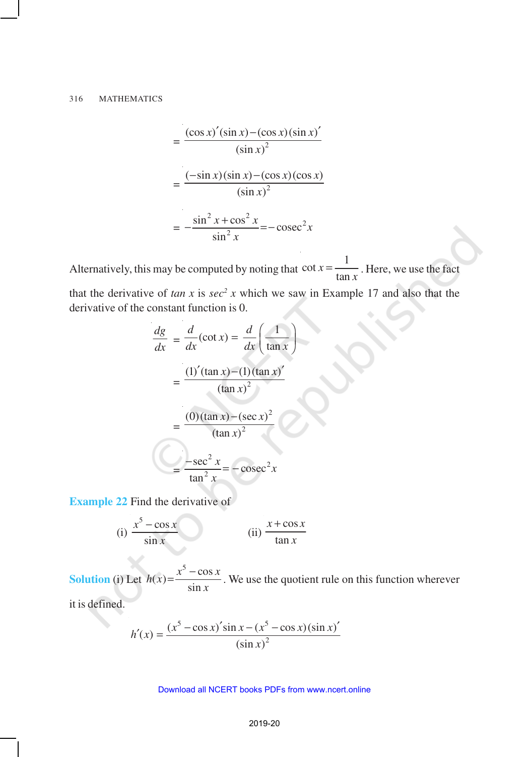$$= \frac{(\cos x)'(\sin x) - (\cos x)(\sin x)'}{(\sin x)^2}$$

$$= \frac{(-\sin x)(\sin x) - (\cos x)(\cos x)}{(\sin x)^2}$$

$$= -\frac{\sin^2 x + \cos^2 x}{\sin^2 x} = -\operatorname{cosec}^2 x$$

Alternatively, this may be computed by noting that $\cot x = \frac{1}{\tan x}$. Here, we use the fact that the derivative of $\tan x$ is $\sec^2 x$ which we saw in Example 17 and also that the derivative of the constant function is 0.

$$\frac{dg}{dx} = \frac{d}{dx}(\cot x) = \frac{d}{dx}\left(\frac{1}{\tan x}\right)$$

$$= \frac{(1)'(\tan x) - (1)(\tan x)'}{(\tan x)^2}$$

$$= \frac{(0)(\tan x) - (\sec x)^2}{(\tan x)^2}$$

$$= \frac{-\sec^2 x}{\tan^2 x} = -\operatorname{cosec}^2 x$$

**Example 22** Find the derivative of

(i) $\frac{x^5 - \cos x}{\sin x}$ (ii) $\frac{x + \cos x}{\tan x}$

**Solution** (i) Let $h(x) = \frac{x^5 - \cos x}{\sin x}$. We use the quotient rule on this function wherever it is defined.

$$h'(x) = \frac{(x^5 - \cos x)'\sin x - (x^5 - \cos x)(\sin x)'}{(\sin x)^2}$$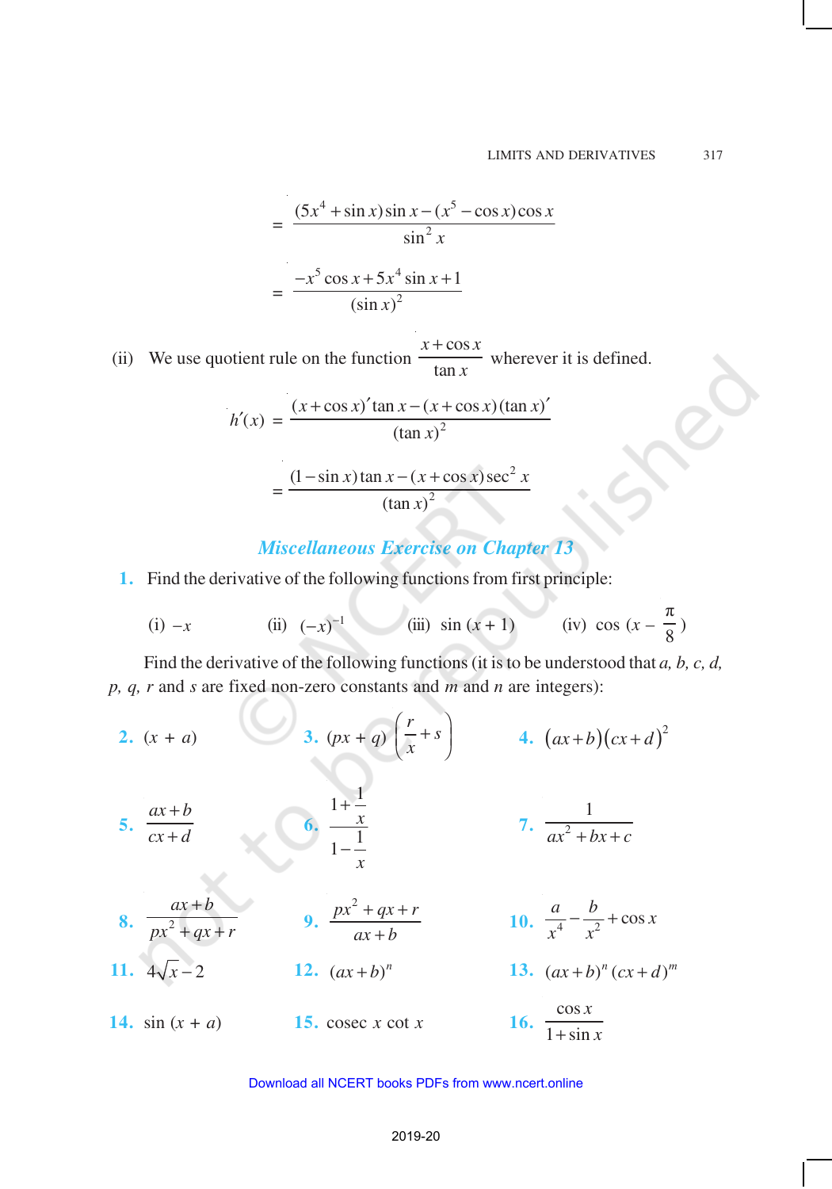$$= \frac{(5x^4 + \sin x)\sin x - (x^5 - \cos x)\cos x}{\sin^2 x}$$

$$= \frac{-x^5 \cos x + 5x^4 \sin x + 1}{(\sin x)^2}$$

(ii) We use quotient rule on the function $\dfrac{x + \cos x}{\tan x}$ wherever it is defined.

$$h'(x) = \frac{(x + \cos x)' \tan x - (x + \cos x)(\tan x)'}{(\tan x)^2}$$

$$= \frac{(1 - \sin x)\tan x - (x + \cos x)\sec^2 x}{(\tan x)^2}$$

## *Miscellaneous Exercise on Chapter 13*

**1.** Find the derivative of the following functions from first principle:

(i) $-x$ (ii) $(-x)^{-1}$ (iii) $\sin(x + 1)$ (iv) $\cos\left(x - \dfrac{\pi}{8}\right)$

Find the derivative of the following functions (it is to be understood that $a, b, c, d, p, q, r$ and $s$ are fixed non-zero constants and $m$ and $n$ are integers):

**2.** $(x + a)$

**3.** $(px + q)\left(\dfrac{r}{x} + s\right)$

**4.** $(ax + b)(cx + d)^2$

**5.** $\dfrac{ax + b}{cx + d}$

**6.** $\dfrac{1 + \dfrac{1}{x}}{1 - \dfrac{1}{x}}$

**7.** $\dfrac{1}{ax^2 + bx + c}$

**8.** $\dfrac{ax + b}{px^2 + qx + r}$

**9.** $\dfrac{px^2 + qx + r}{ax + b}$

**10.** $\dfrac{a}{x^4} - \dfrac{b}{x^2} + \cos x$

**11.** $4\sqrt{x} - 2$

**12.** $(ax + b)^n$

**13.** $(ax + b)^n (cx + d)^m$

**14.** $\sin(x + a)$

**15.** $\text{cosec}\, x \cot x$

**16.** $\dfrac{\cos x}{1 + \sin x}$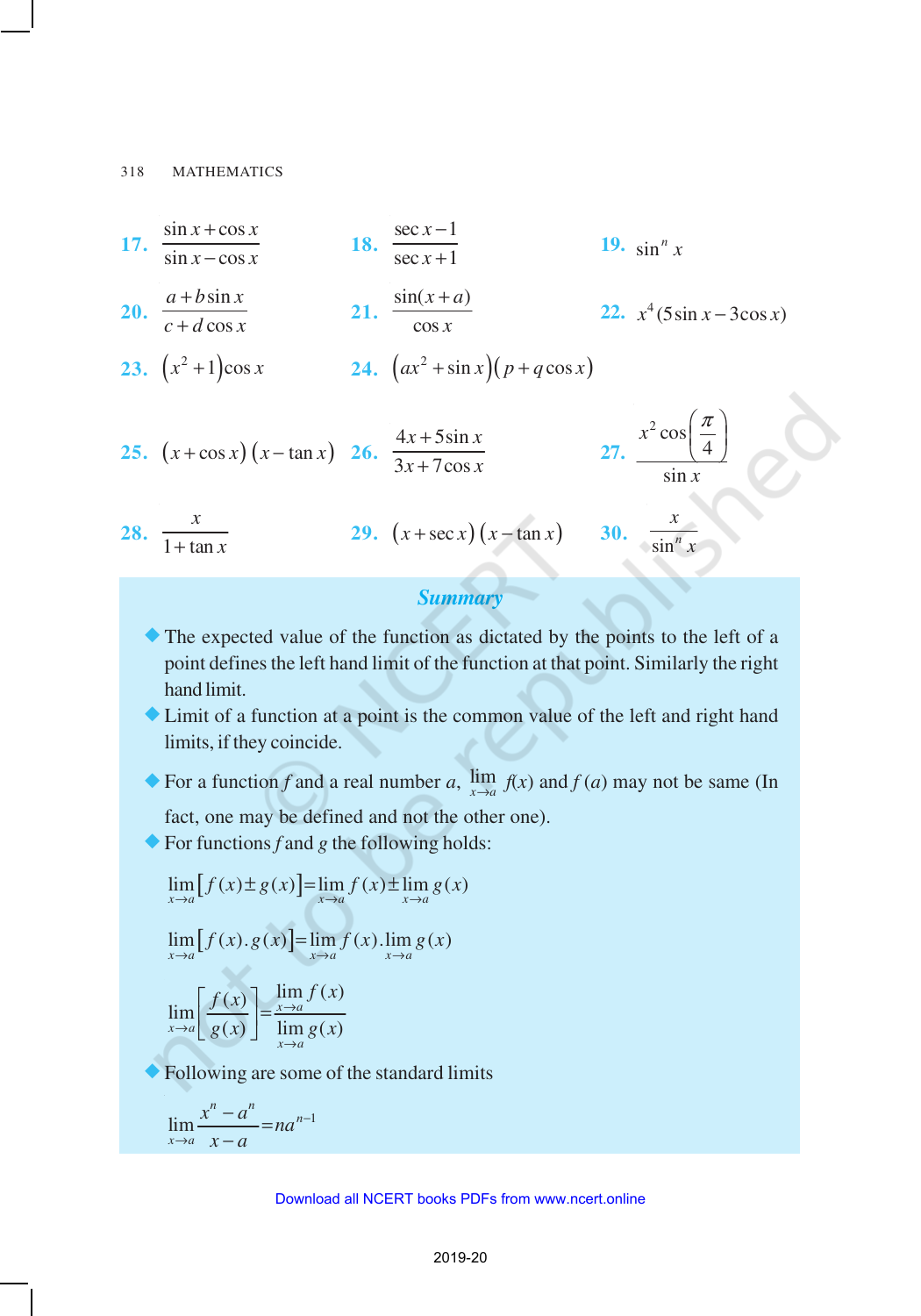**17.** $\dfrac{\sin x + \cos x}{\sin x - \cos x}$ **18.** $\dfrac{\sec x - 1}{\sec x + 1}$ **19.** $\sin^n x$

**20.** $\dfrac{a + b\sin x}{c + d\cos x}$ **21.** $\dfrac{\sin(x+a)}{\cos x}$ **22.** $x^4(5\sin x - 3\cos x)$

**23.** $(x^2 + 1)\cos x$ **24.** $(ax^2 + \sin x)(p + q\cos x)$

**25.** $(x + \cos x)(x - \tan x)$ **26.** $\dfrac{4x + 5\sin x}{3x + 7\cos x}$ **27.** $\dfrac{x^2 \cos\left(\frac{\pi}{4}\right)}{\sin x}$

**28.** $\dfrac{x}{1 + \tan x}$ **29.** $(x + \sec x)(x - \tan x)$ **30.** $\dfrac{x}{\sin^n x}$

## *Summary*

- The expected value of the function as dictated by the points to the left of a point defines the left hand limit of the function at that point. Similarly the right hand limit.
- Limit of a function at a point is the common value of the left and right hand limits, if they coincide.
- For a function $f$ and a real number $a$, $\lim\limits_{x \to a} f(x)$ and $f(a)$ may not be same (In fact, one may be defined and not the other one).
- For functions $f$ and $g$ the following holds:

$$\lim_{x \to a}[f(x) \pm g(x)] = \lim_{x \to a} f(x) \pm \lim_{x \to a} g(x)$$

$$\lim_{x \to a}[f(x).g(x)] = \lim_{x \to a} f(x).\lim_{x \to a} g(x)$$

$$\lim_{x \to a}\left[\frac{f(x)}{g(x)}\right] = \frac{\lim\limits_{x \to a} f(x)}{\lim\limits_{x \to a} g(x)}$$

- Following are some of the standard limits

$$\lim_{x \to a}\frac{x^n - a^n}{x - a} = na^{n-1}$$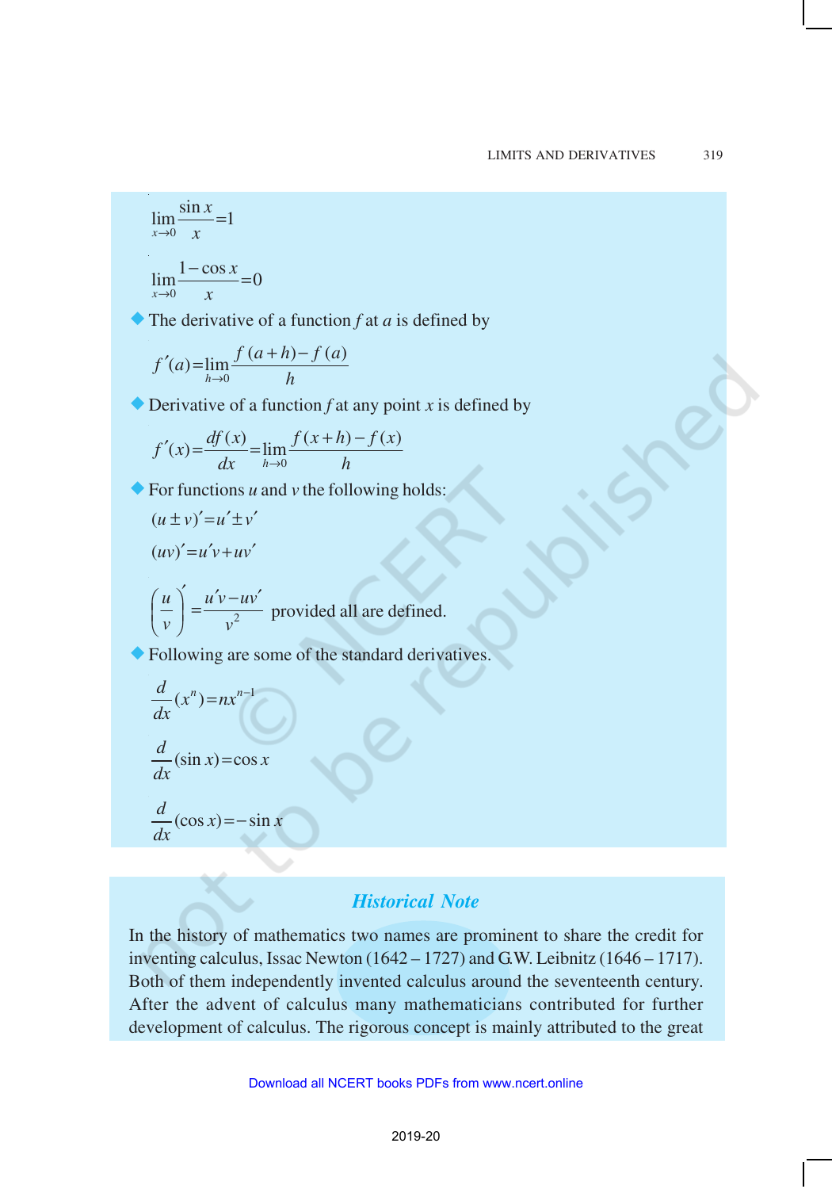$$\lim_{x \to 0} \frac{\sin x}{x} = 1$$

$$\lim_{x \to 0} \frac{1 - \cos x}{x} = 0$$

- The derivative of a function $f$ at $a$ is defined by

$$f'(a) = \lim_{h \to 0} \frac{f(a+h) - f(a)}{h}$$

- Derivative of a function $f$ at any point $x$ is defined by

$$f'(x) = \frac{df(x)}{dx} = \lim_{h \to 0} \frac{f(x+h) - f(x)}{h}$$

- For functions $u$ and $v$ the following holds:

$$(u \pm v)' = u' \pm v'$$

$$(uv)' = u'v + uv'$$

$$\left(\frac{u}{v}\right)' = \frac{u'v - uv'}{v^2}$$ provided all are defined.

- Following are some of the standard derivatives.

$$\frac{d}{dx}(x^n) = nx^{n-1}$$

$$\frac{d}{dx}(\sin x) = \cos x$$

$$\frac{d}{dx}(\cos x) = -\sin x$$

## *Historical Note*

In the history of mathematics two names are prominent to share the credit for inventing calculus, Issac Newton (1642 – 1727) and G.W. Leibnitz (1646 – 1717). Both of them independently invented calculus around the seventeenth century. After the advent of calculus many mathematicians contributed for further development of calculus. The rigorous concept is mainly attributed to the great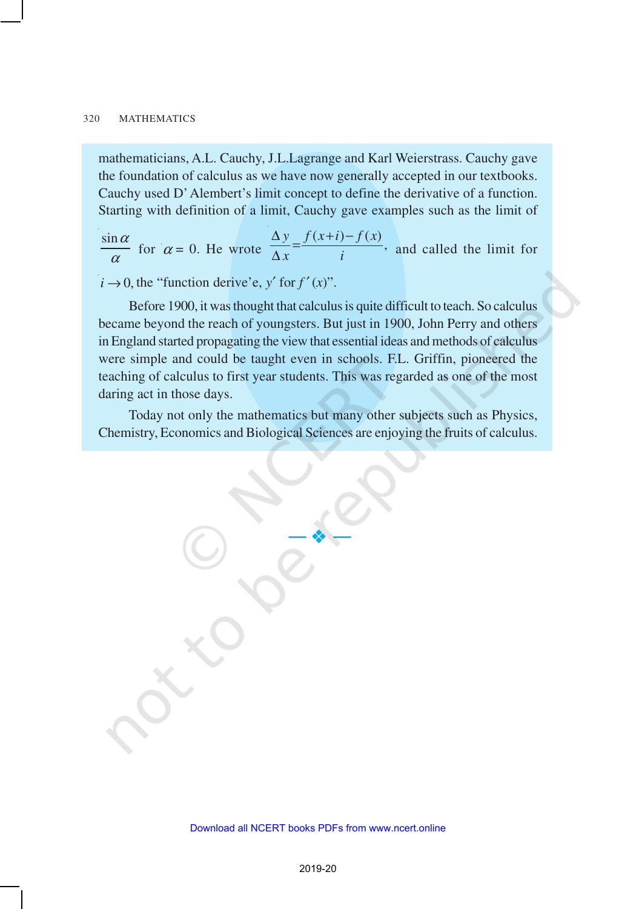mathematicians, A.L. Cauchy, J.L.Lagrange and Karl Weierstrass. Cauchy gave the foundation of calculus as we have now generally accepted in our textbooks. Cauchy used D' Alembert's limit concept to define the derivative of a function. Starting with definition of a limit, Cauchy gave examples such as the limit of $\frac{\sin \alpha}{\alpha}$ for $\alpha = 0$. He wrote $\frac{\Delta y}{\Delta x} = \frac{f(x+i) - f(x)}{i}$, and called the limit for $i \to 0$, the "function derive'e, $y'$ for $f'(x)$".

Before 1900, it was thought that calculus is quite difficult to teach. So calculus became beyond the reach of youngsters. But just in 1900, John Perry and others in England started propagating the view that essential ideas and methods of calculus were simple and could be taught even in schools. F.L. Griffin, pioneered the teaching of calculus to first year students. This was regarded as one of the most daring act in those days.

Today not only the mathematics but many other subjects such as Physics, Chemistry, Economics and Biological Sciences are enjoying the fruits of calculus.

— ❖ —